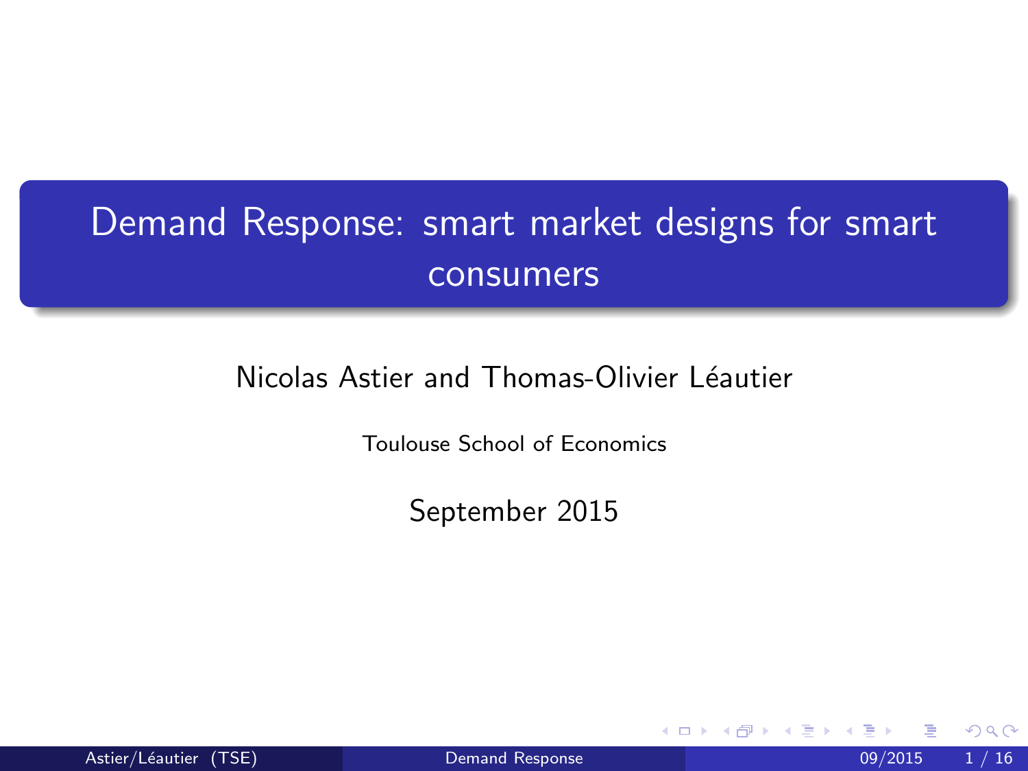# Demand Response: smart market designs for smart consumers

Nicolas Astier and Thomas-Olivier Léautier

Toulouse School of Economics

September 2015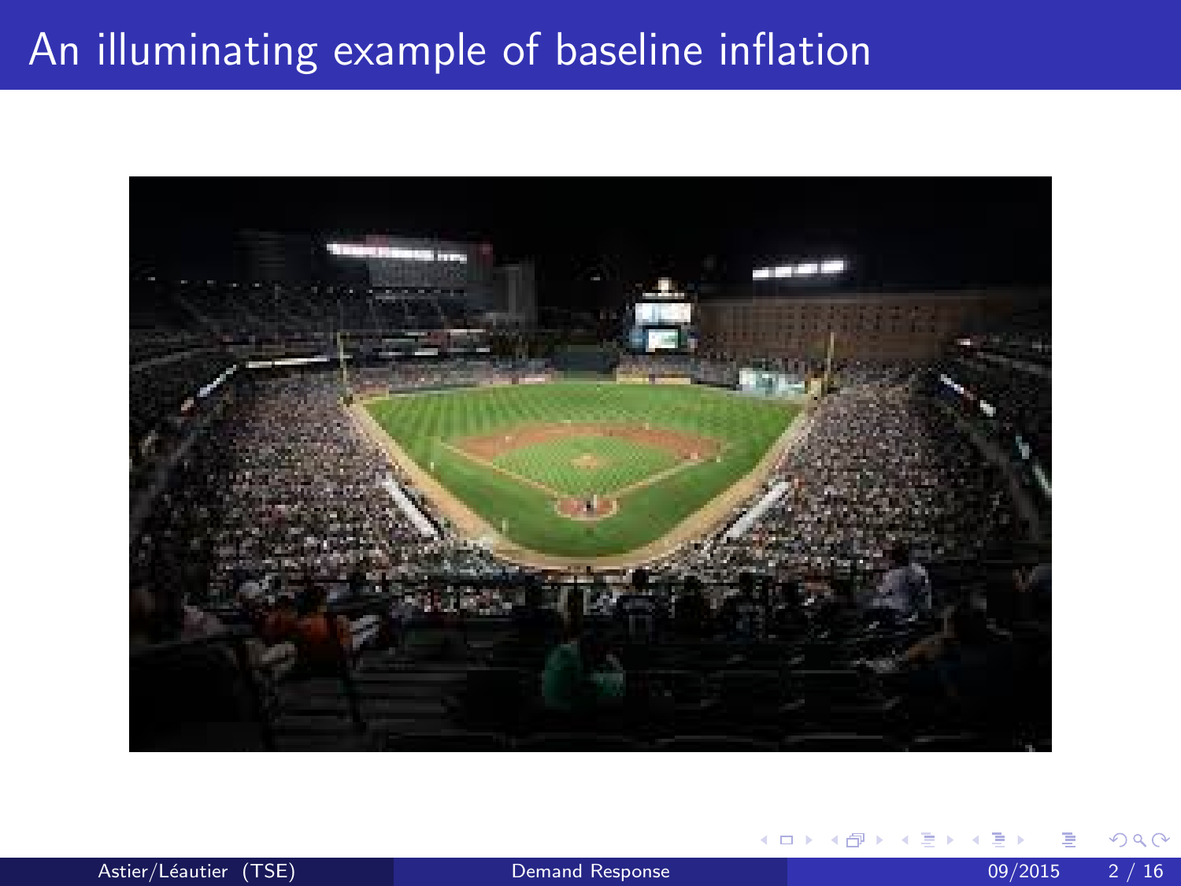# An illuminating example of baseline inflation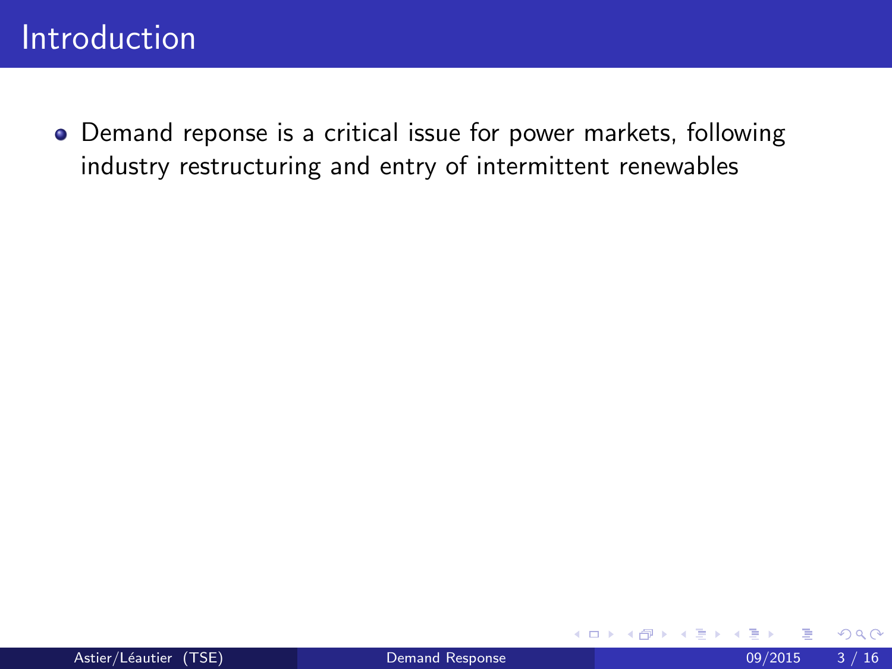# Introduction

- Demand reponse is a critical issue for power markets, following industry restructuring and entry of intermittent renewables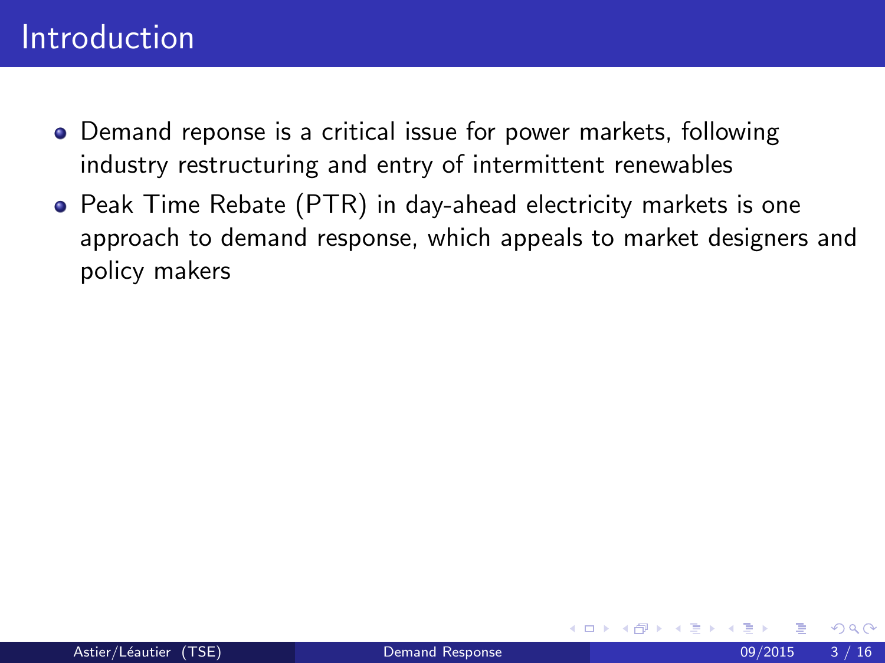# Introduction

- Demand reponse is a critical issue for power markets, following industry restructuring and entry of intermittent renewables
- Peak Time Rebate (PTR) in day-ahead electricity markets is one approach to demand response, which appeals to market designers and policy makers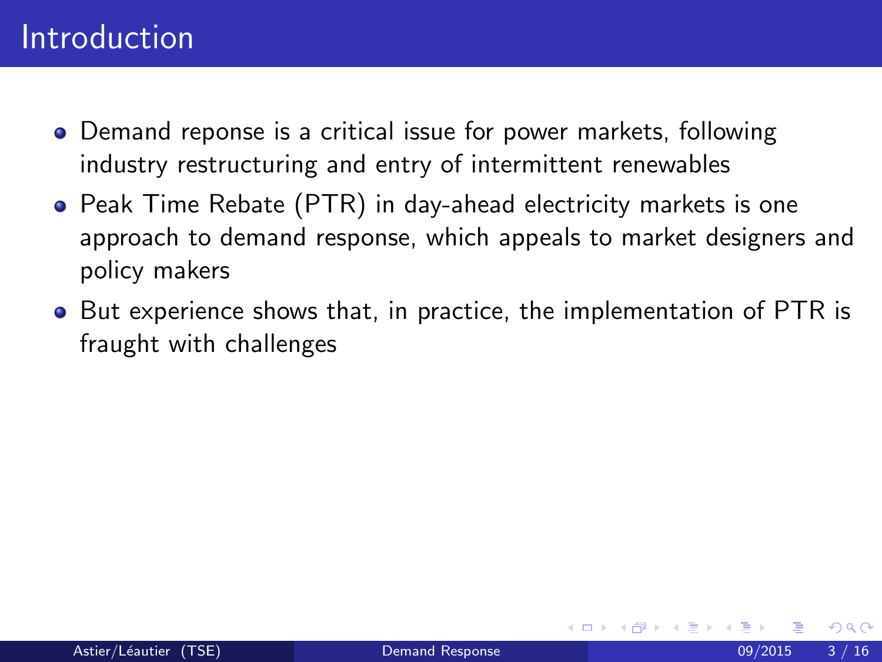# Introduction

- Demand reponse is a critical issue for power markets, following industry restructuring and entry of intermittent renewables
- Peak Time Rebate (PTR) in day-ahead electricity markets is one approach to demand response, which appeals to market designers and policy makers
- But experience shows that, in practice, the implementation of PTR is fraught with challenges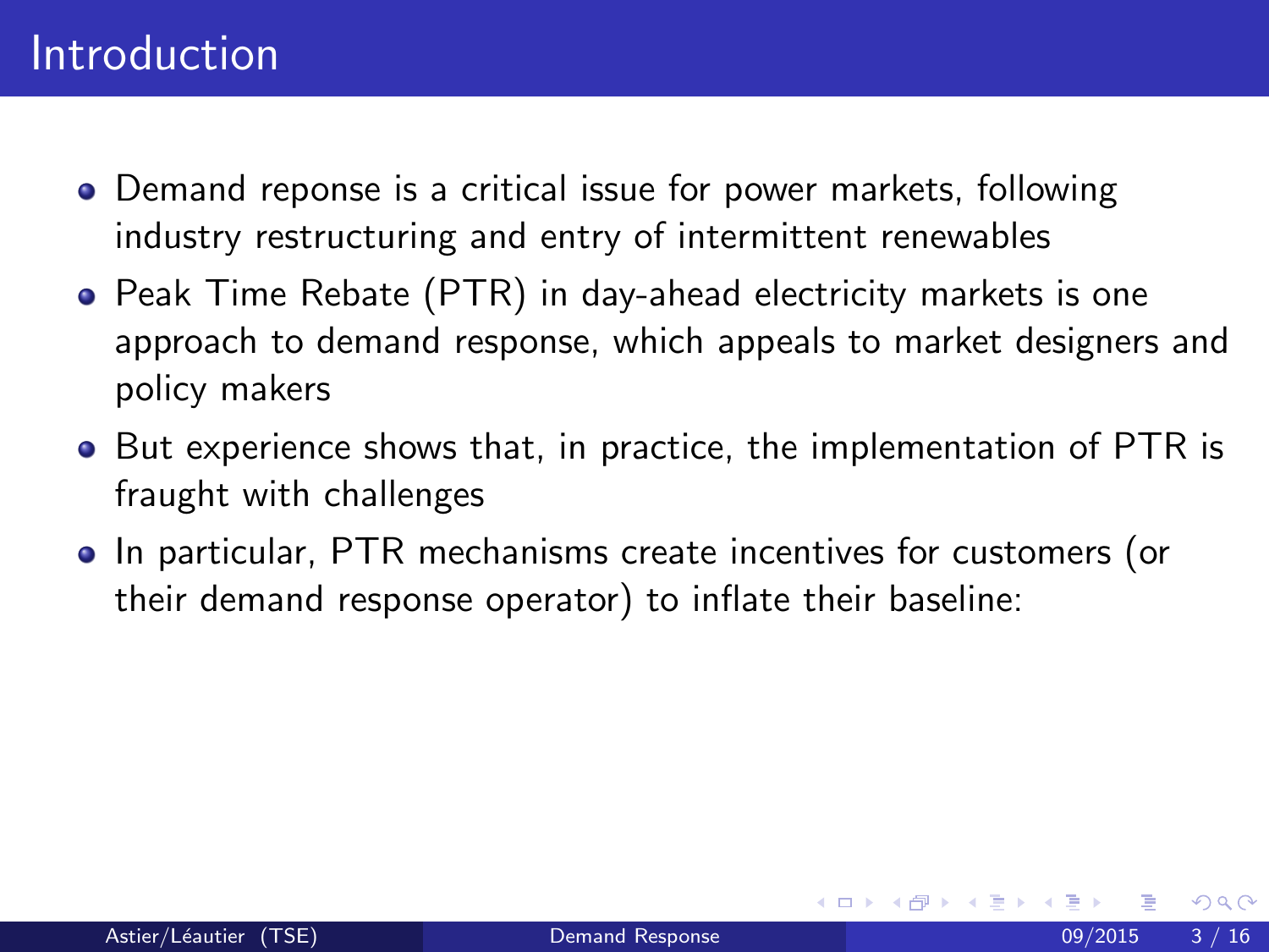# Introduction

- Demand reponse is a critical issue for power markets, following industry restructuring and entry of intermittent renewables
- Peak Time Rebate (PTR) in day-ahead electricity markets is one approach to demand response, which appeals to market designers and policy makers
- But experience shows that, in practice, the implementation of PTR is fraught with challenges
- In particular, PTR mechanisms create incentives for customers (or their demand response operator) to inflate their baseline: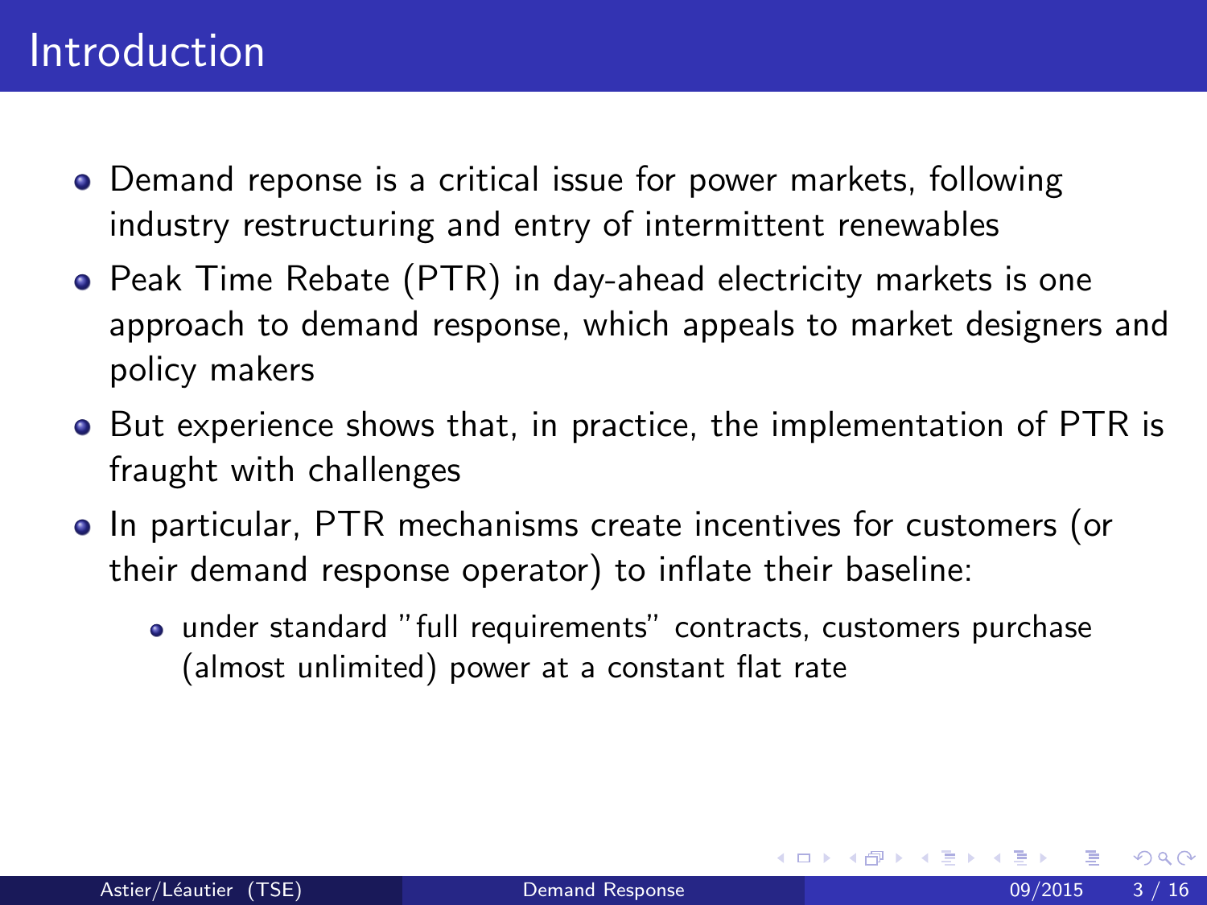# Introduction

- Demand reponse is a critical issue for power markets, following industry restructuring and entry of intermittent renewables
- Peak Time Rebate (PTR) in day-ahead electricity markets is one approach to demand response, which appeals to market designers and policy makers
- But experience shows that, in practice, the implementation of PTR is fraught with challenges
- In particular, PTR mechanisms create incentives for customers (or their demand response operator) to inflate their baseline:
  - under standard "full requirements" contracts, customers purchase (almost unlimited) power at a constant flat rate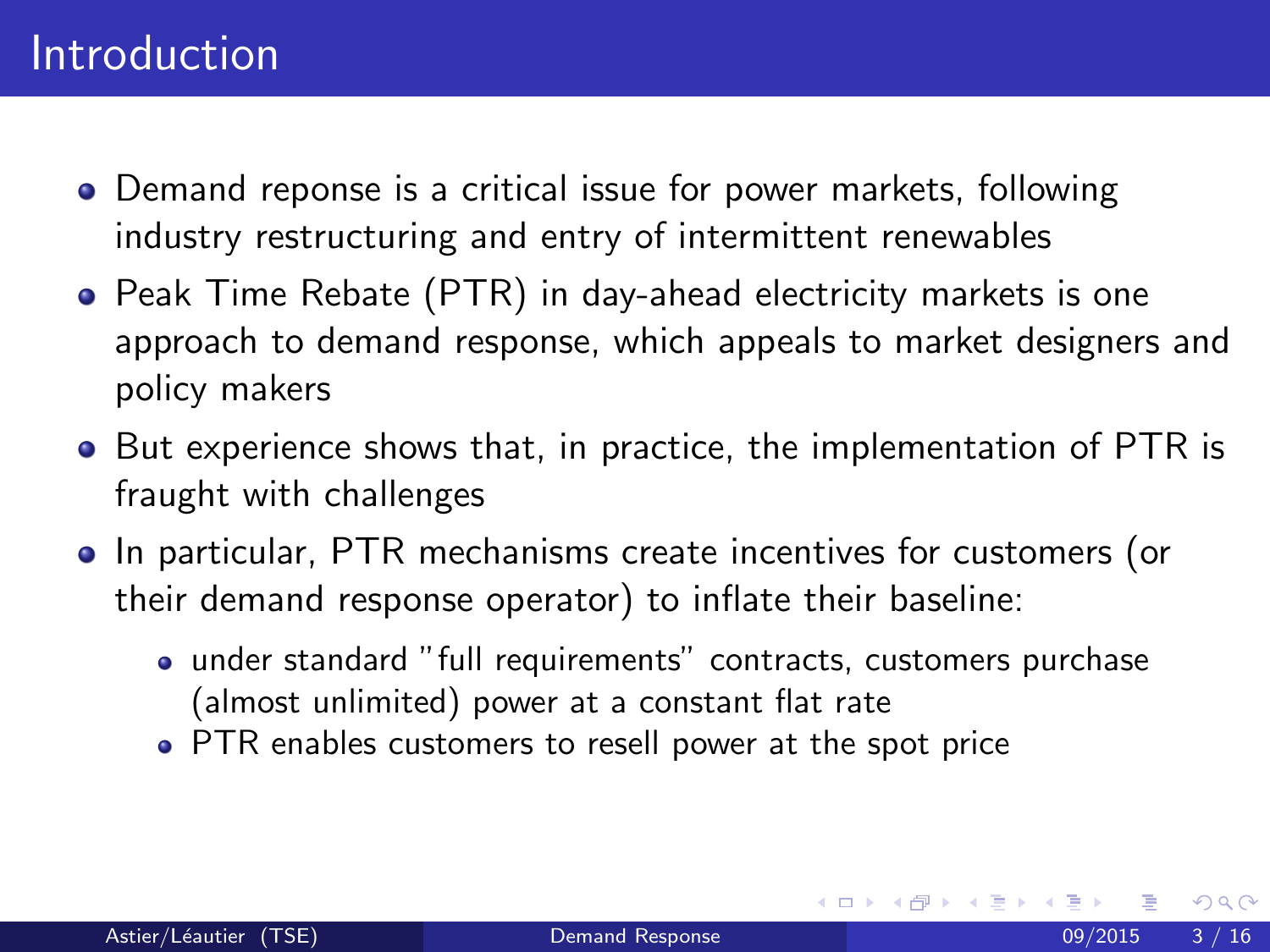# Introduction

- Demand reponse is a critical issue for power markets, following industry restructuring and entry of intermittent renewables
- Peak Time Rebate (PTR) in day-ahead electricity markets is one approach to demand response, which appeals to market designers and policy makers
- But experience shows that, in practice, the implementation of PTR is fraught with challenges
- In particular, PTR mechanisms create incentives for customers (or their demand response operator) to inflate their baseline:
  - under standard "full requirements" contracts, customers purchase (almost unlimited) power at a constant flat rate
  - PTR enables customers to resell power at the spot price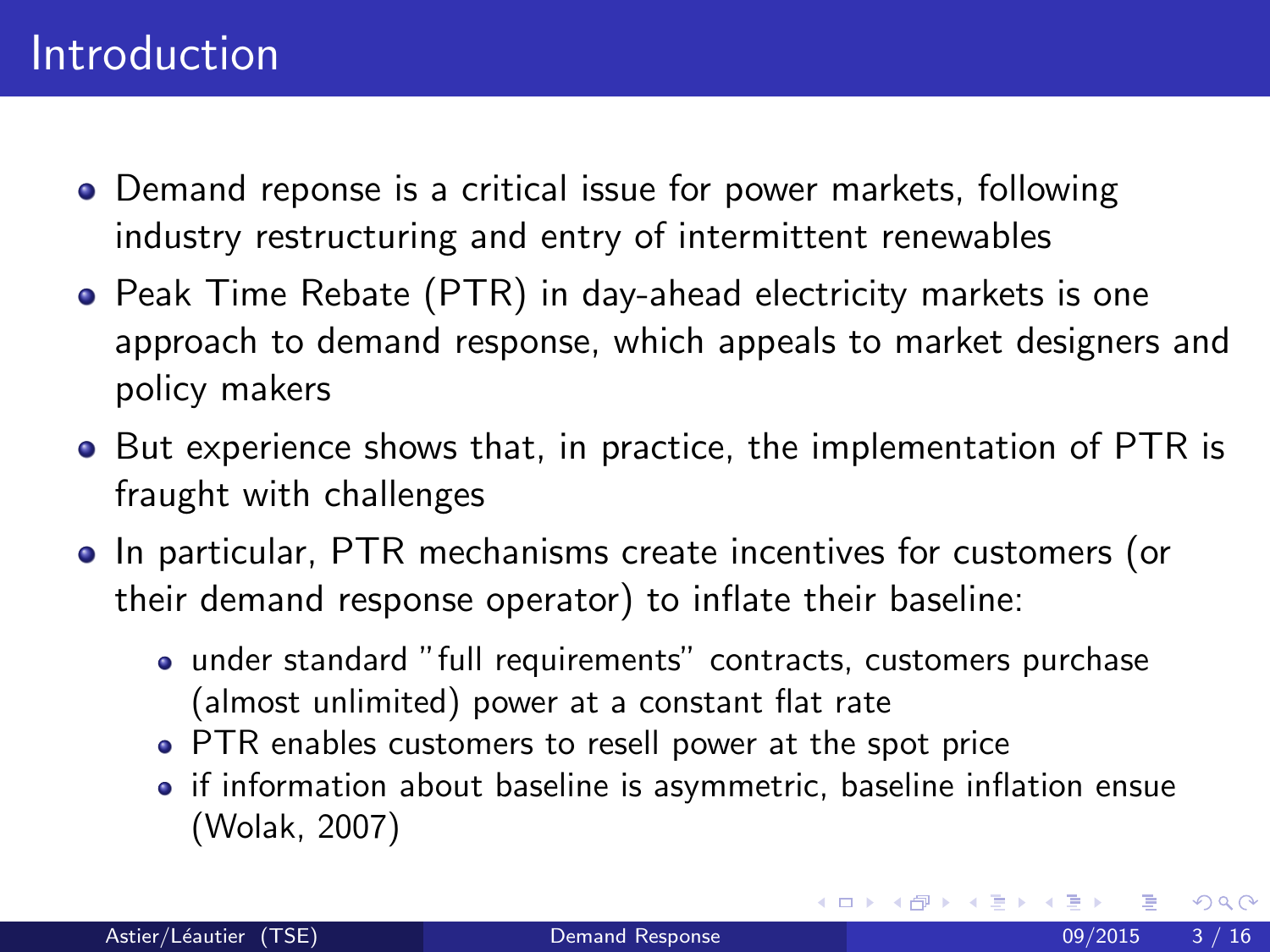# Introduction

- Demand reponse is a critical issue for power markets, following industry restructuring and entry of intermittent renewables
- Peak Time Rebate (PTR) in day-ahead electricity markets is one approach to demand response, which appeals to market designers and policy makers
- But experience shows that, in practice, the implementation of PTR is fraught with challenges
- In particular, PTR mechanisms create incentives for customers (or their demand response operator) to inflate their baseline:
  - under standard "full requirements" contracts, customers purchase (almost unlimited) power at a constant flat rate
  - PTR enables customers to resell power at the spot price
  - if information about baseline is asymmetric, baseline inflation ensue (Wolak, 2007)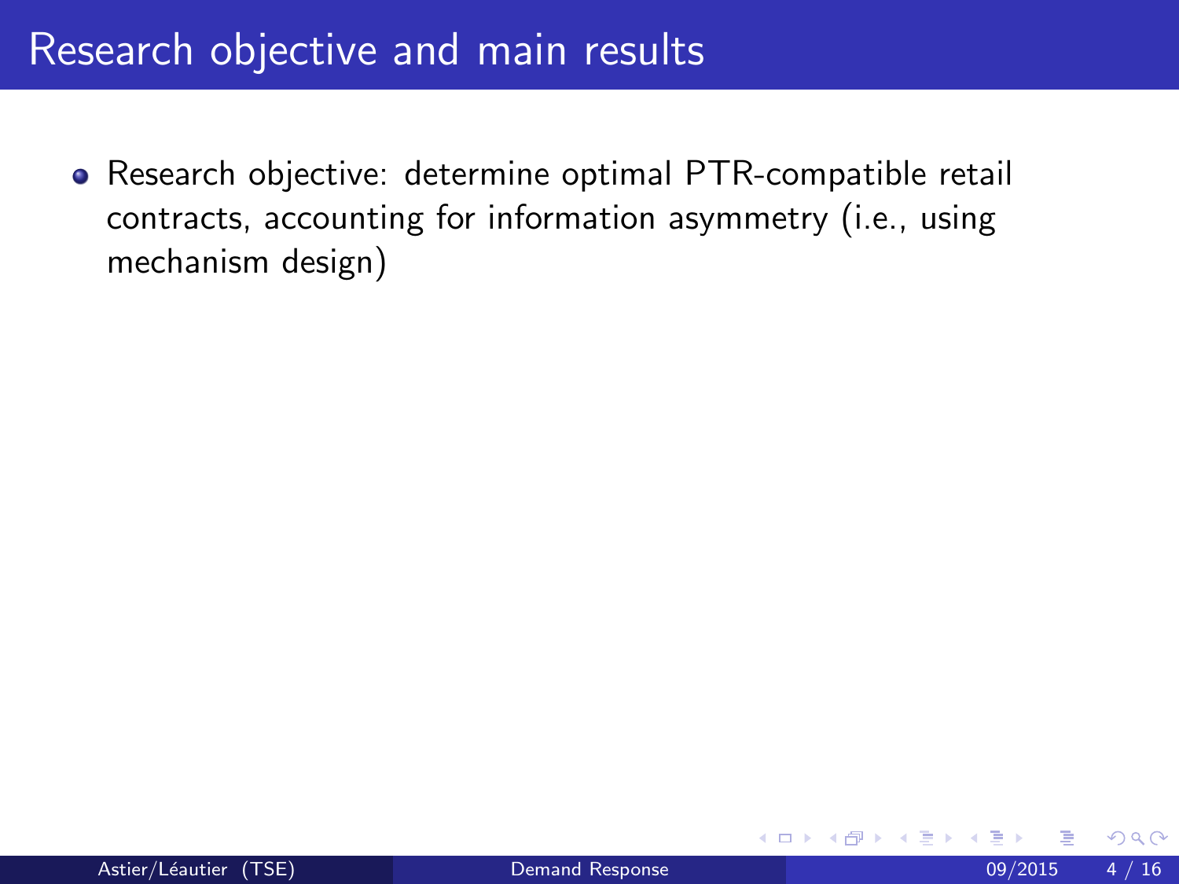# Research objective and main results

- Research objective: determine optimal PTR-compatible retail contracts, accounting for information asymmetry (i.e., using mechanism design)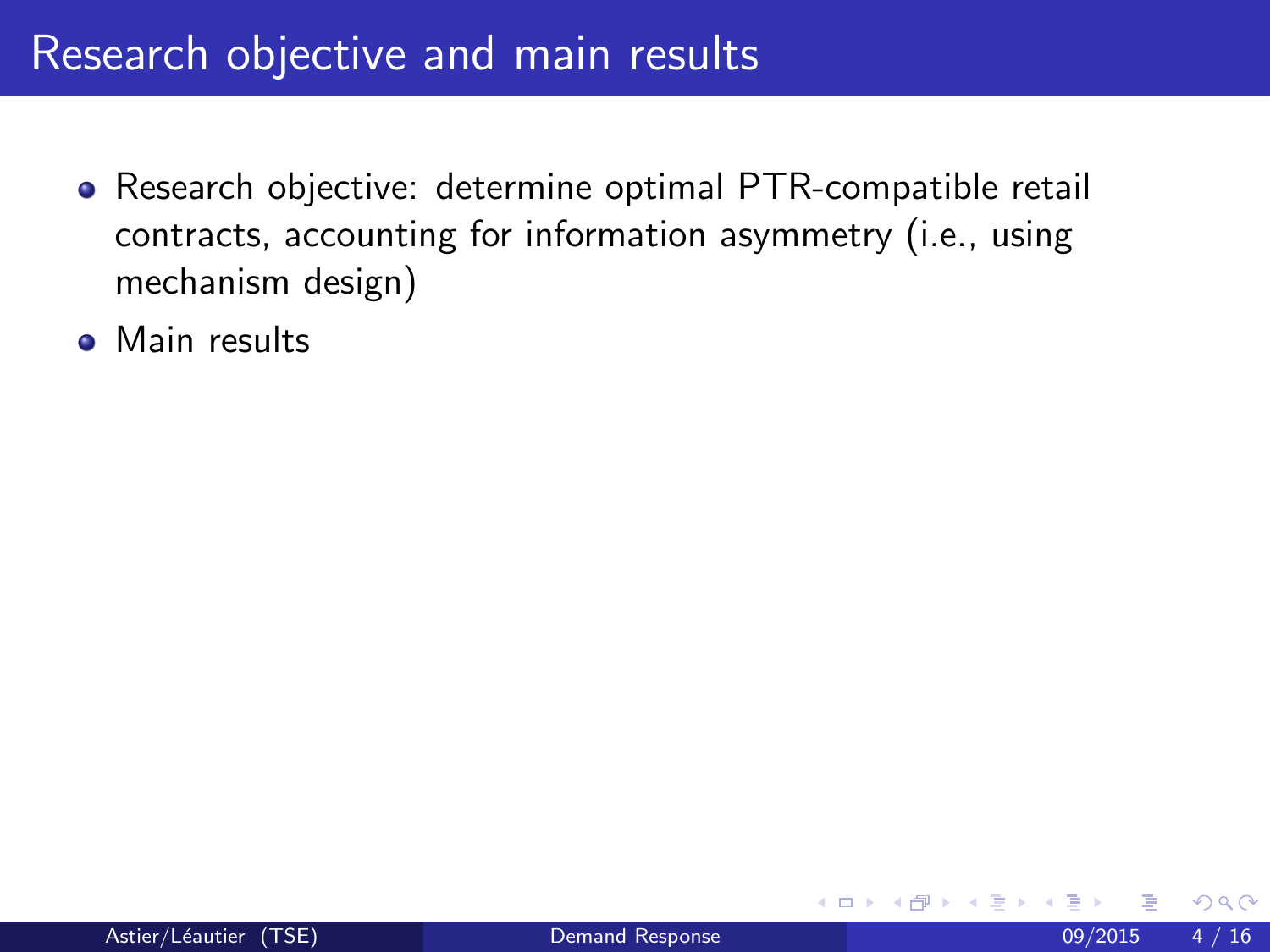# Research objective and main results

- Research objective: determine optimal PTR-compatible retail contracts, accounting for information asymmetry (i.e., using mechanism design)
- Main results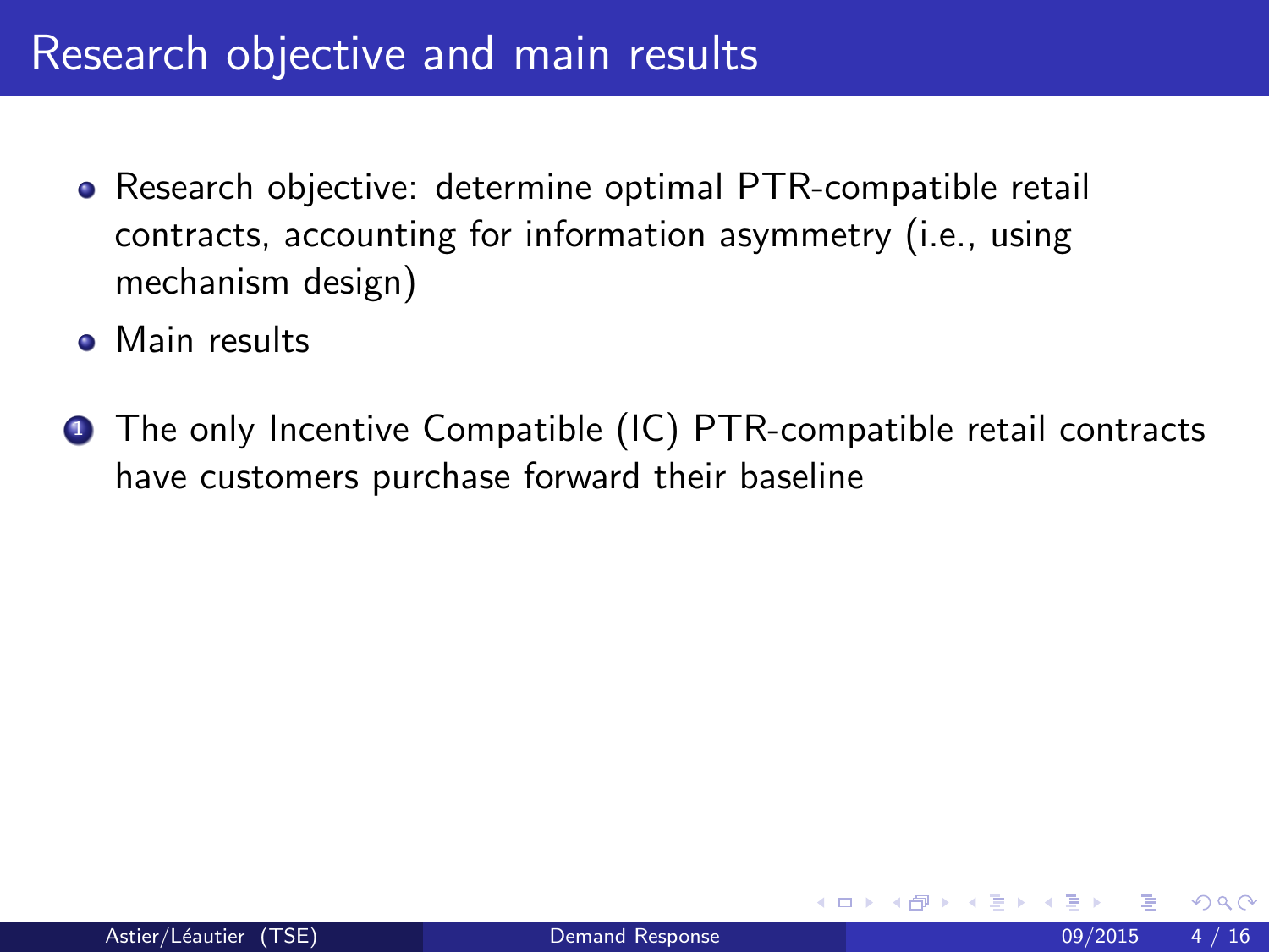# Research objective and main results

- Research objective: determine optimal PTR-compatible retail contracts, accounting for information asymmetry (i.e., using mechanism design)
- Main results

1. The only Incentive Compatible (IC) PTR-compatible retail contracts have customers purchase forward their baseline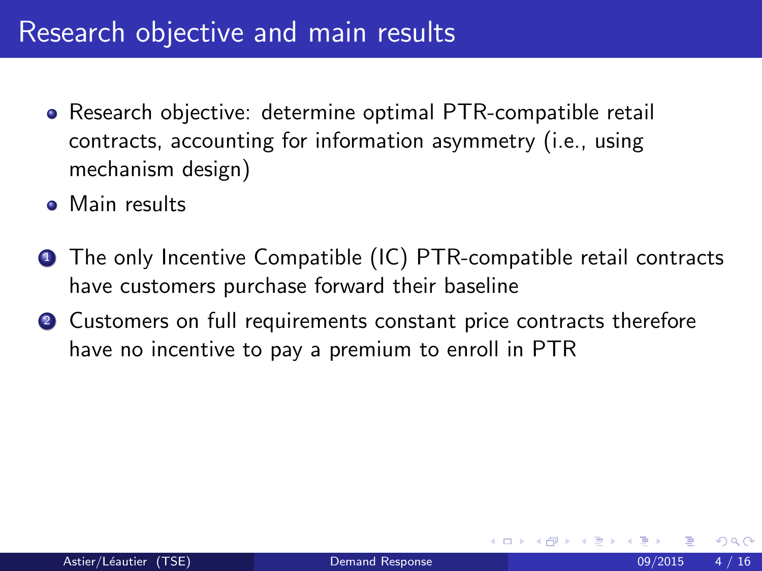# Research objective and main results

- Research objective: determine optimal PTR-compatible retail contracts, accounting for information asymmetry (i.e., using mechanism design)
- Main results

1. The only Incentive Compatible (IC) PTR-compatible retail contracts have customers purchase forward their baseline
2. Customers on full requirements constant price contracts therefore have no incentive to pay a premium to enroll in PTR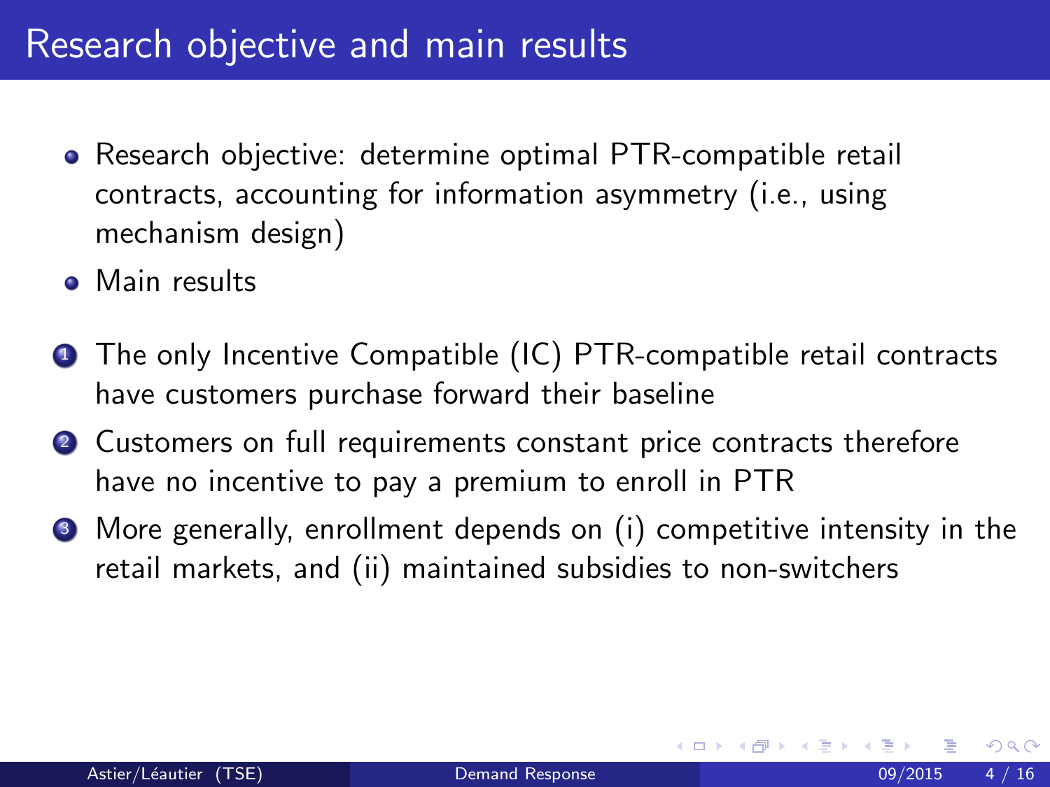# Research objective and main results

- Research objective: determine optimal PTR-compatible retail contracts, accounting for information asymmetry (i.e., using mechanism design)
- Main results

1. The only Incentive Compatible (IC) PTR-compatible retail contracts have customers purchase forward their baseline
2. Customers on full requirements constant price contracts therefore have no incentive to pay a premium to enroll in PTR
3. More generally, enrollment depends on (i) competitive intensity in the retail markets, and (ii) maintained subsidies to non-switchers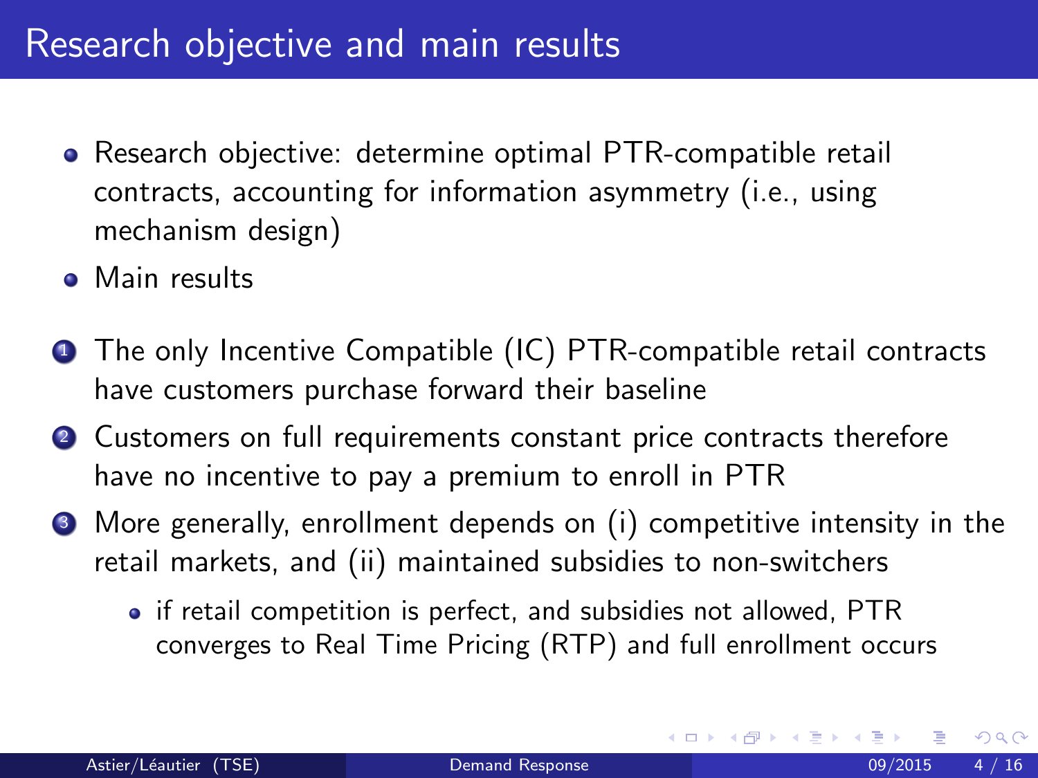# Research objective and main results

- Research objective: determine optimal PTR-compatible retail contracts, accounting for information asymmetry (i.e., using mechanism design)
- Main results

1. The only Incentive Compatible (IC) PTR-compatible retail contracts have customers purchase forward their baseline
2. Customers on full requirements constant price contracts therefore have no incentive to pay a premium to enroll in PTR
3. More generally, enrollment depends on (i) competitive intensity in the retail markets, and (ii) maintained subsidies to non-switchers
   - if retail competition is perfect, and subsidies not allowed, PTR converges to Real Time Pricing (RTP) and full enrollment occurs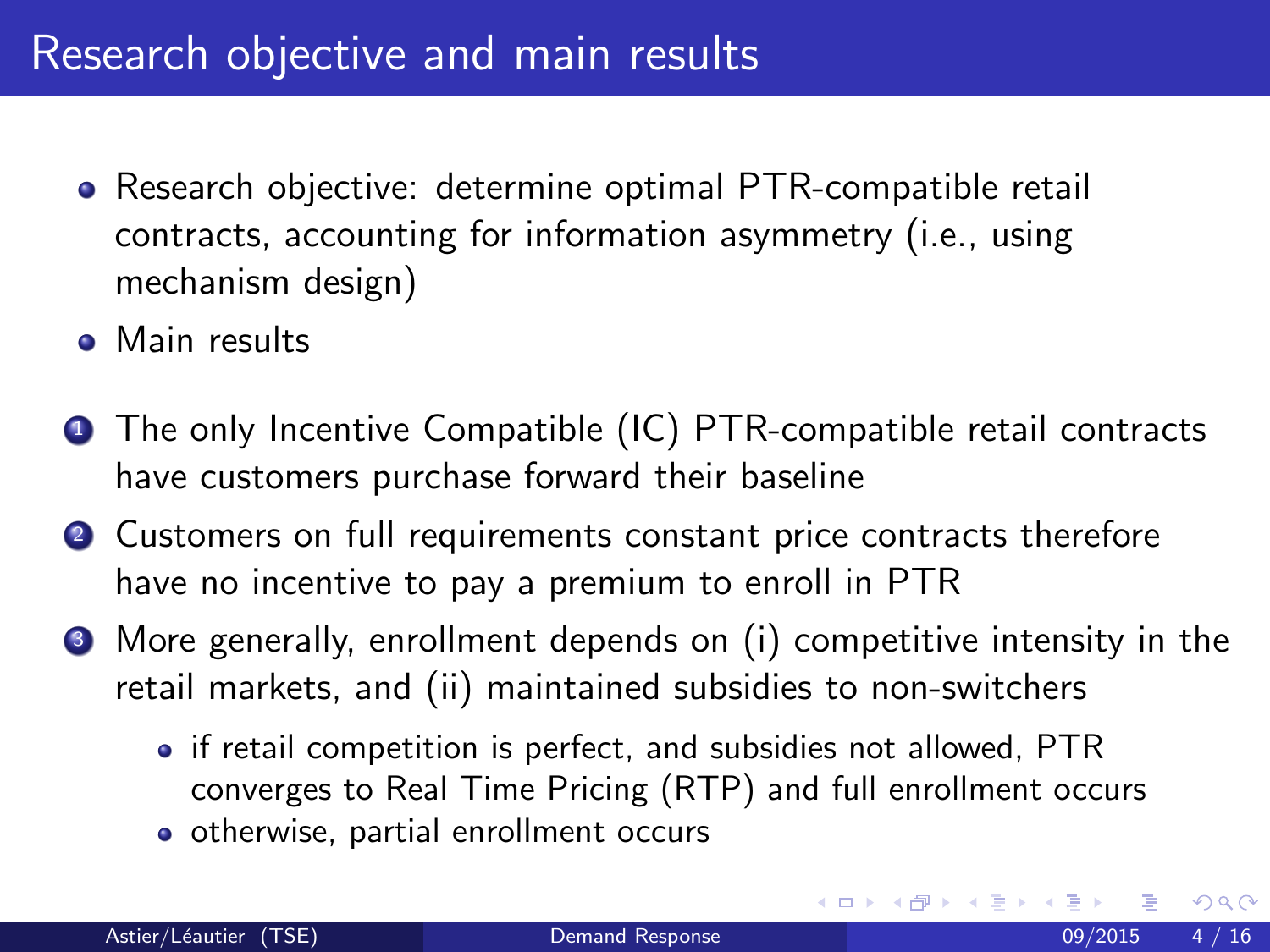# Research objective and main results

- Research objective: determine optimal PTR-compatible retail contracts, accounting for information asymmetry (i.e., using mechanism design)
- Main results

1. The only Incentive Compatible (IC) PTR-compatible retail contracts have customers purchase forward their baseline
2. Customers on full requirements constant price contracts therefore have no incentive to pay a premium to enroll in PTR
3. More generally, enrollment depends on (i) competitive intensity in the retail markets, and (ii) maintained subsidies to non-switchers
   - if retail competition is perfect, and subsidies not allowed, PTR converges to Real Time Pricing (RTP) and full enrollment occurs
   - otherwise, partial enrollment occurs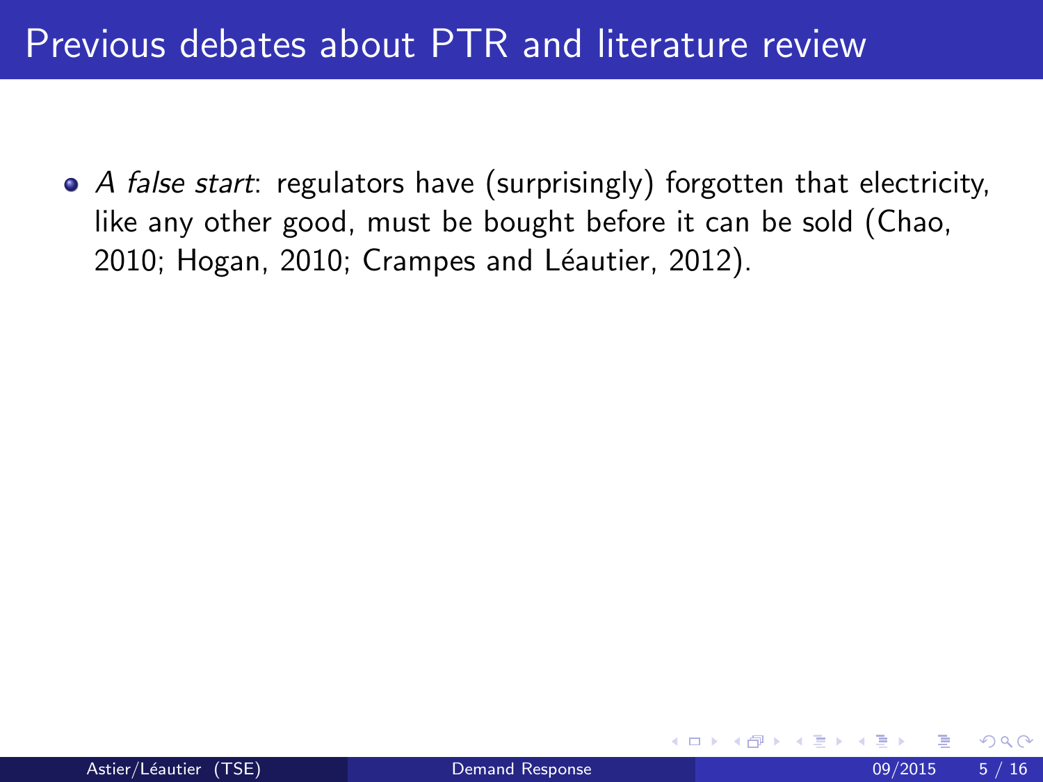# Previous debates about PTR and literature review

- *A false start*: regulators have (surprisingly) forgotten that electricity, like any other good, must be bought before it can be sold (Chao, 2010; Hogan, 2010; Crampes and Léautier, 2012).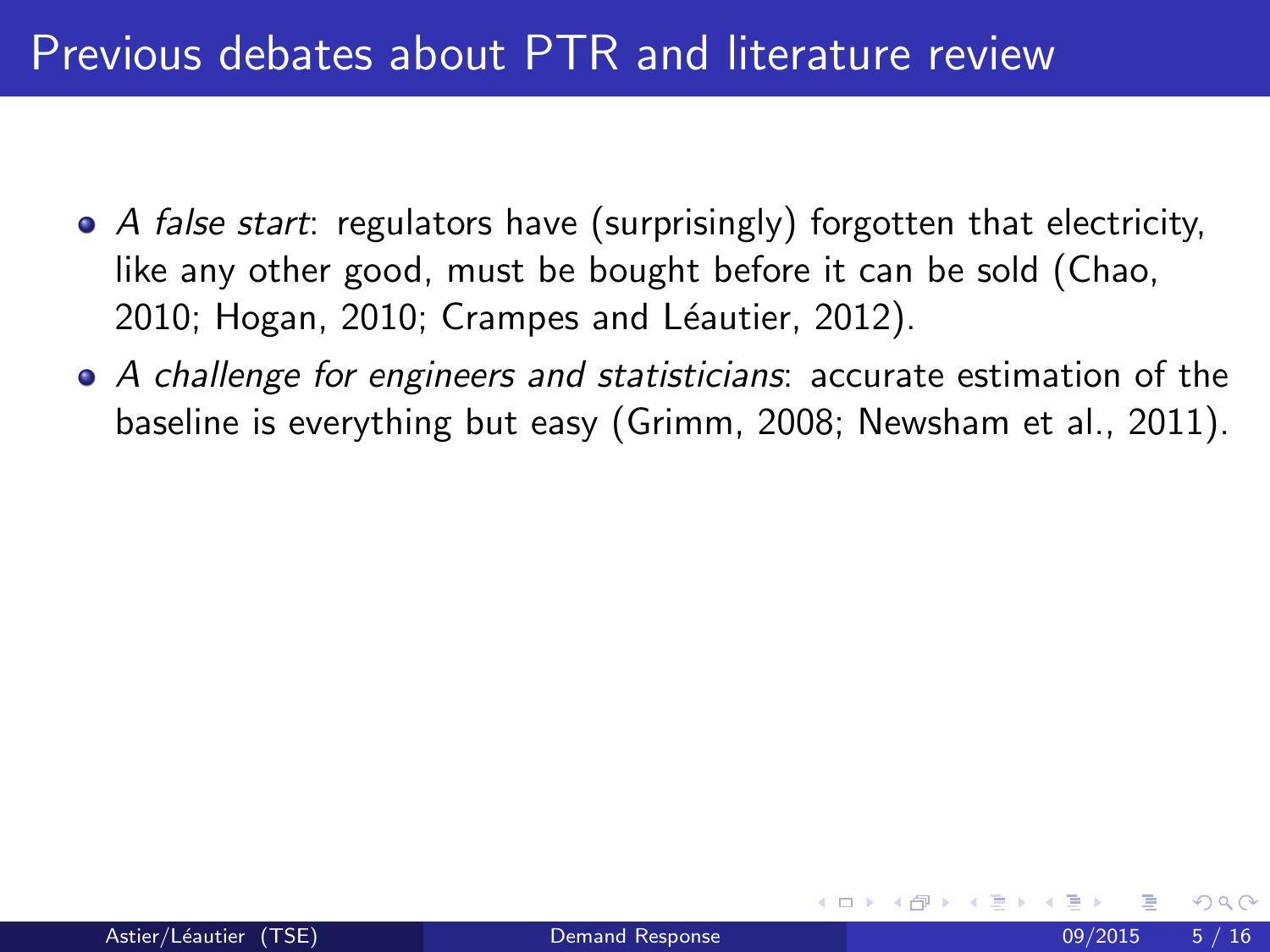# Previous debates about PTR and literature review

- *A false start*: regulators have (surprisingly) forgotten that electricity, like any other good, must be bought before it can be sold (Chao, 2010; Hogan, 2010; Crampes and Léautier, 2012).
- *A challenge for engineers and statisticians*: accurate estimation of the baseline is everything but easy (Grimm, 2008; Newsham et al., 2011).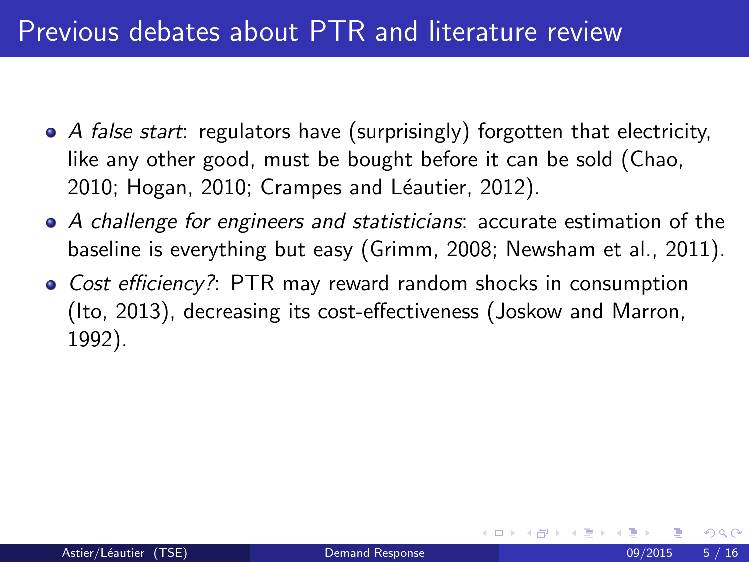# Previous debates about PTR and literature review

- *A false start*: regulators have (surprisingly) forgotten that electricity, like any other good, must be bought before it can be sold (Chao, 2010; Hogan, 2010; Crampes and Léautier, 2012).
- *A challenge for engineers and statisticians*: accurate estimation of the baseline is everything but easy (Grimm, 2008; Newsham et al., 2011).
- *Cost efficiency?*: PTR may reward random shocks in consumption (Ito, 2013), decreasing its cost-effectiveness (Joskow and Marron, 1992).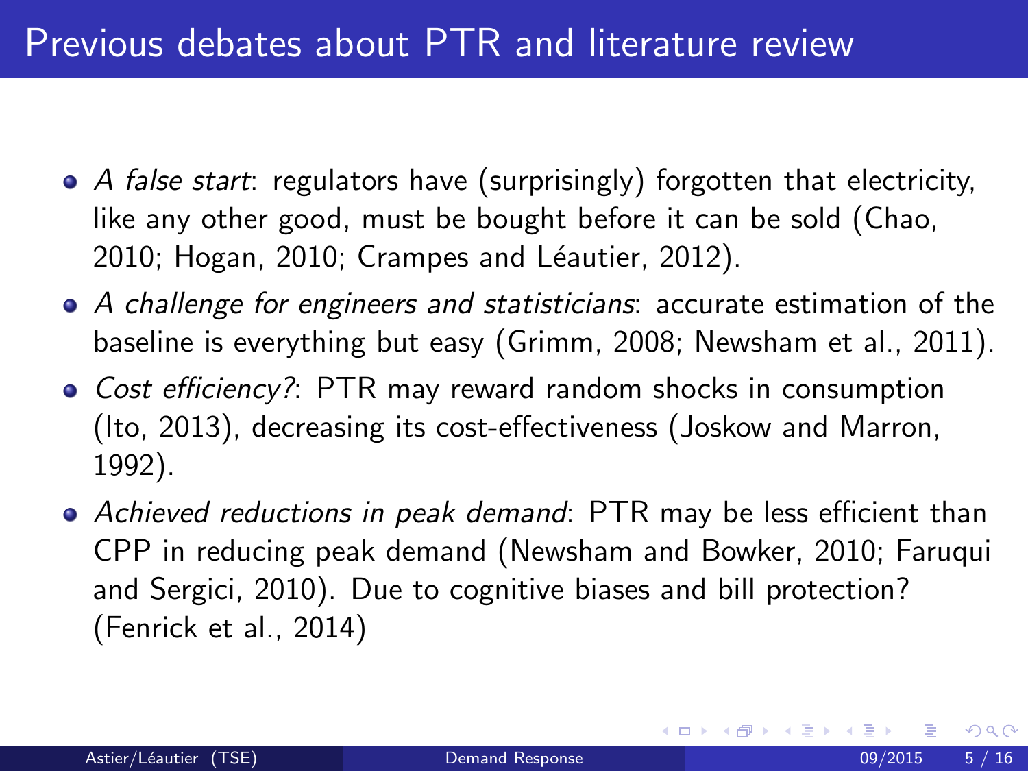# Previous debates about PTR and literature review

- *A false start*: regulators have (surprisingly) forgotten that electricity, like any other good, must be bought before it can be sold (Chao, 2010; Hogan, 2010; Crampes and Léautier, 2012).
- *A challenge for engineers and statisticians*: accurate estimation of the baseline is everything but easy (Grimm, 2008; Newsham et al., 2011).
- *Cost efficiency?*: PTR may reward random shocks in consumption (Ito, 2013), decreasing its cost-effectiveness (Joskow and Marron, 1992).
- *Achieved reductions in peak demand*: PTR may be less efficient than CPP in reducing peak demand (Newsham and Bowker, 2010; Faruqui and Sergici, 2010). Due to cognitive biases and bill protection? (Fenrick et al., 2014)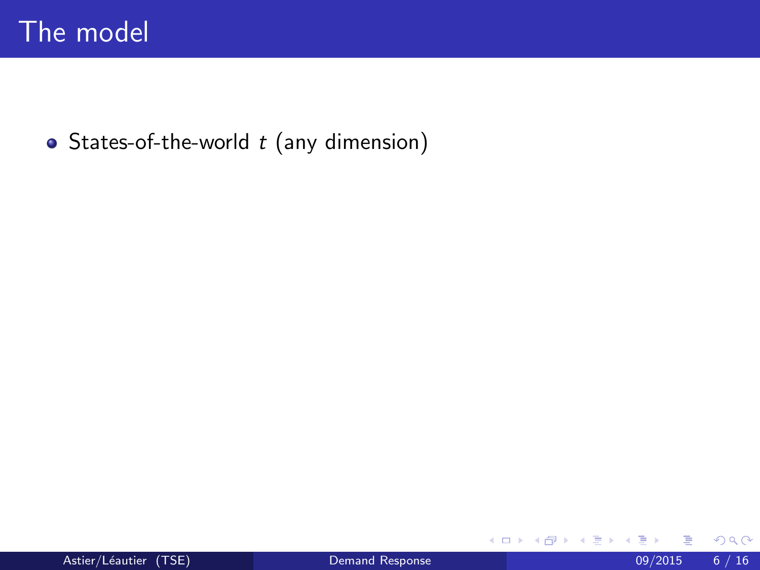# The model

- States-of-the-world $t$ (any dimension)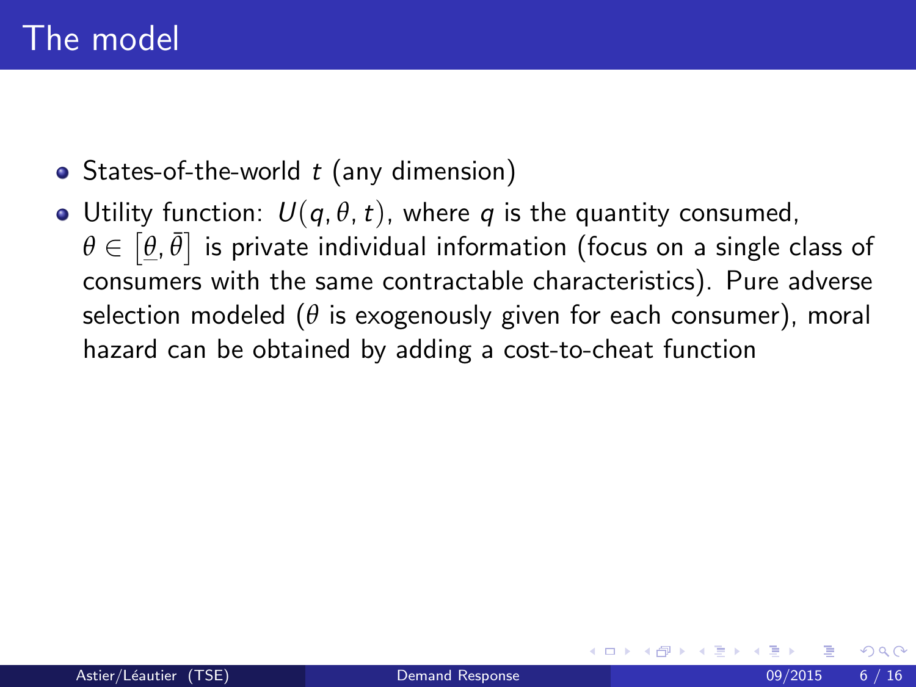# The model

- States-of-the-world $t$ (any dimension)
- Utility function: $U(q, \theta, t)$, where $q$ is the quantity consumed, $\theta \in \left[\underline{\theta}, \bar{\theta}\right]$ is private individual information (focus on a single class of consumers with the same contractable characteristics). Pure adverse selection modeled ($\theta$ is exogenously given for each consumer), moral hazard can be obtained by adding a cost-to-cheat function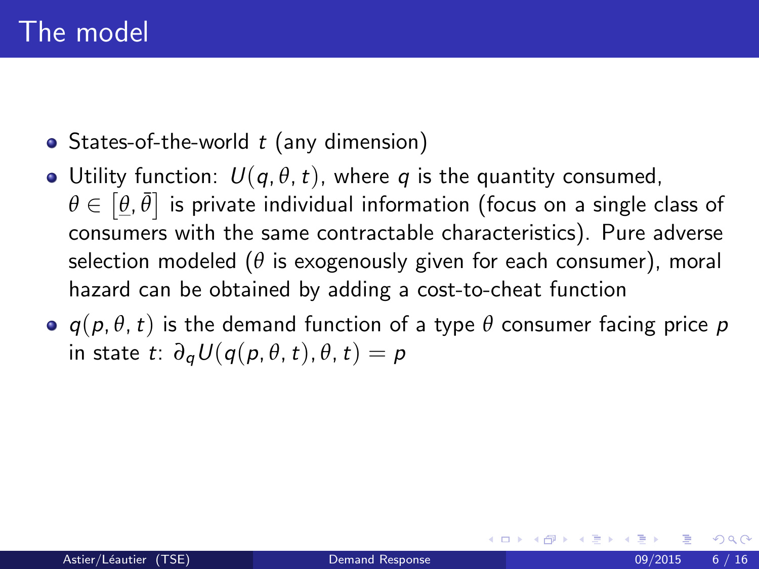# The model

- States-of-the-world $t$ (any dimension)
- Utility function: $U(q, \theta, t)$, where $q$ is the quantity consumed, $\theta \in \left[\underline{\theta}, \bar{\theta}\right]$ is private individual information (focus on a single class of consumers with the same contractable characteristics). Pure adverse selection modeled ($\theta$ is exogenously given for each consumer), moral hazard can be obtained by adding a cost-to-cheat function
- $q(p, \theta, t)$ is the demand function of a type $\theta$ consumer facing price $p$ in state $t$: $\partial_q U(q(p, \theta, t), \theta, t) = p$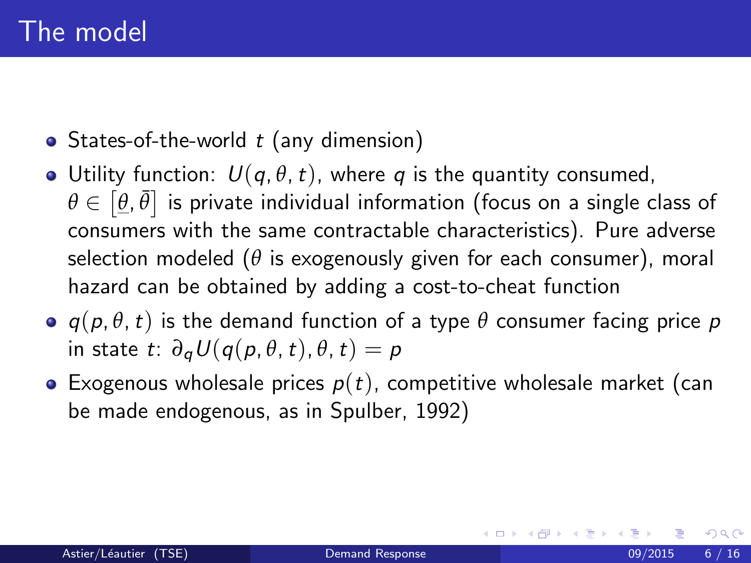# The model

- States-of-the-world $t$ (any dimension)
- Utility function: $U(q, \theta, t)$, where $q$ is the quantity consumed, $\theta \in \left[\underline{\theta}, \bar{\theta}\right]$ is private individual information (focus on a single class of consumers with the same contractable characteristics). Pure adverse selection modeled ($\theta$ is exogenously given for each consumer), moral hazard can be obtained by adding a cost-to-cheat function
- $q(p, \theta, t)$ is the demand function of a type $\theta$ consumer facing price $p$ in state $t$: $\partial_q U(q(p, \theta, t), \theta, t) = p$
- Exogenous wholesale prices $p(t)$, competitive wholesale market (can be made endogenous, as in Spulber, 1992)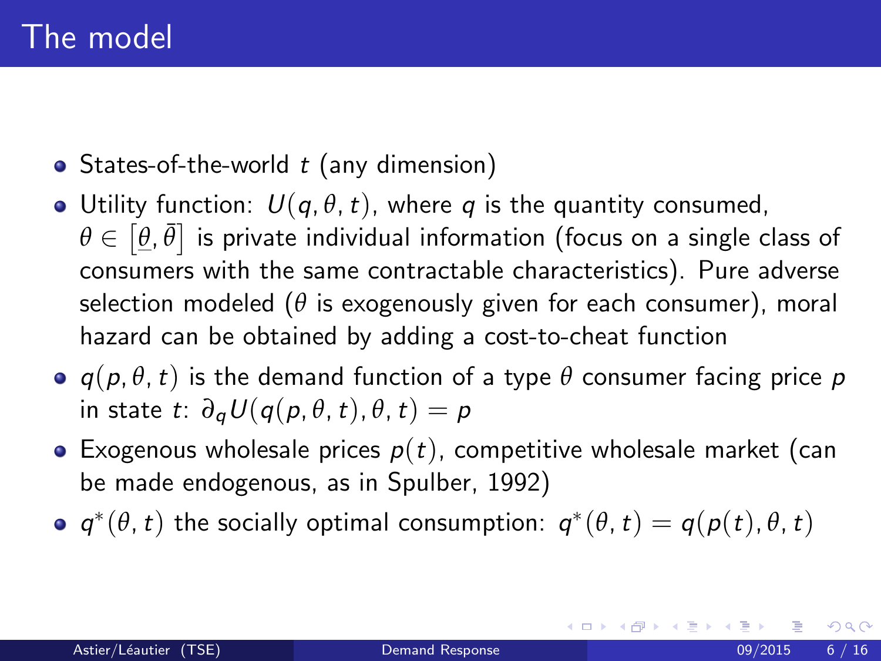# The model

- States-of-the-world $t$ (any dimension)
- Utility function: $U(q, \theta, t)$, where $q$ is the quantity consumed, $\theta \in [\underline{\theta}, \bar{\theta}]$ is private individual information (focus on a single class of consumers with the same contractable characteristics). Pure adverse selection modeled ($\theta$ is exogenously given for each consumer), moral hazard can be obtained by adding a cost-to-cheat function
- $q(p, \theta, t)$ is the demand function of a type $\theta$ consumer facing price $p$ in state $t$: $\partial_q U(q(p, \theta, t), \theta, t) = p$
- Exogenous wholesale prices $p(t)$, competitive wholesale market (can be made endogenous, as in Spulber, 1992)
- $q^*(\theta, t)$ the socially optimal consumption: $q^*(\theta, t) = q(p(t), \theta, t)$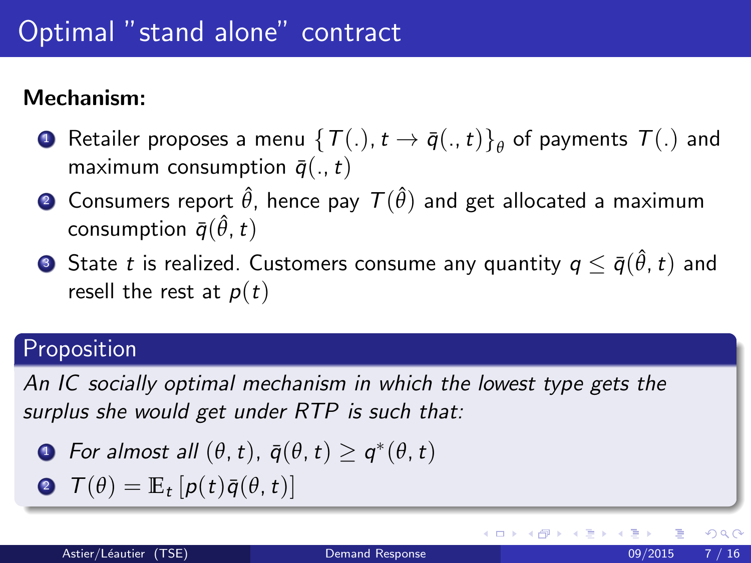# Optimal "stand alone" contract

**Mechanism:**

1. Retailer proposes a menu $\{T(.), t \to \bar{q}(., t)\}_\theta$ of payments $T(.)$ and maximum consumption $\bar{q}(., t)$
2. Consumers report $\hat{\theta}$, hence pay $T(\hat{\theta})$ and get allocated a maximum consumption $\bar{q}(\hat{\theta}, t)$
3. State $t$ is realized. Customers consume any quantity $q \leq \bar{q}(\hat{\theta}, t)$ and resell the rest at $p(t)$

## Proposition

*An IC socially optimal mechanism in which the lowest type gets the surplus she would get under RTP is such that:*

1. *For almost all* $(\theta, t)$, $\bar{q}(\theta, t) \geq q^*(\theta, t)$
2. $T(\theta) = \mathbb{E}_t\left[p(t)\bar{q}(\theta, t)\right]$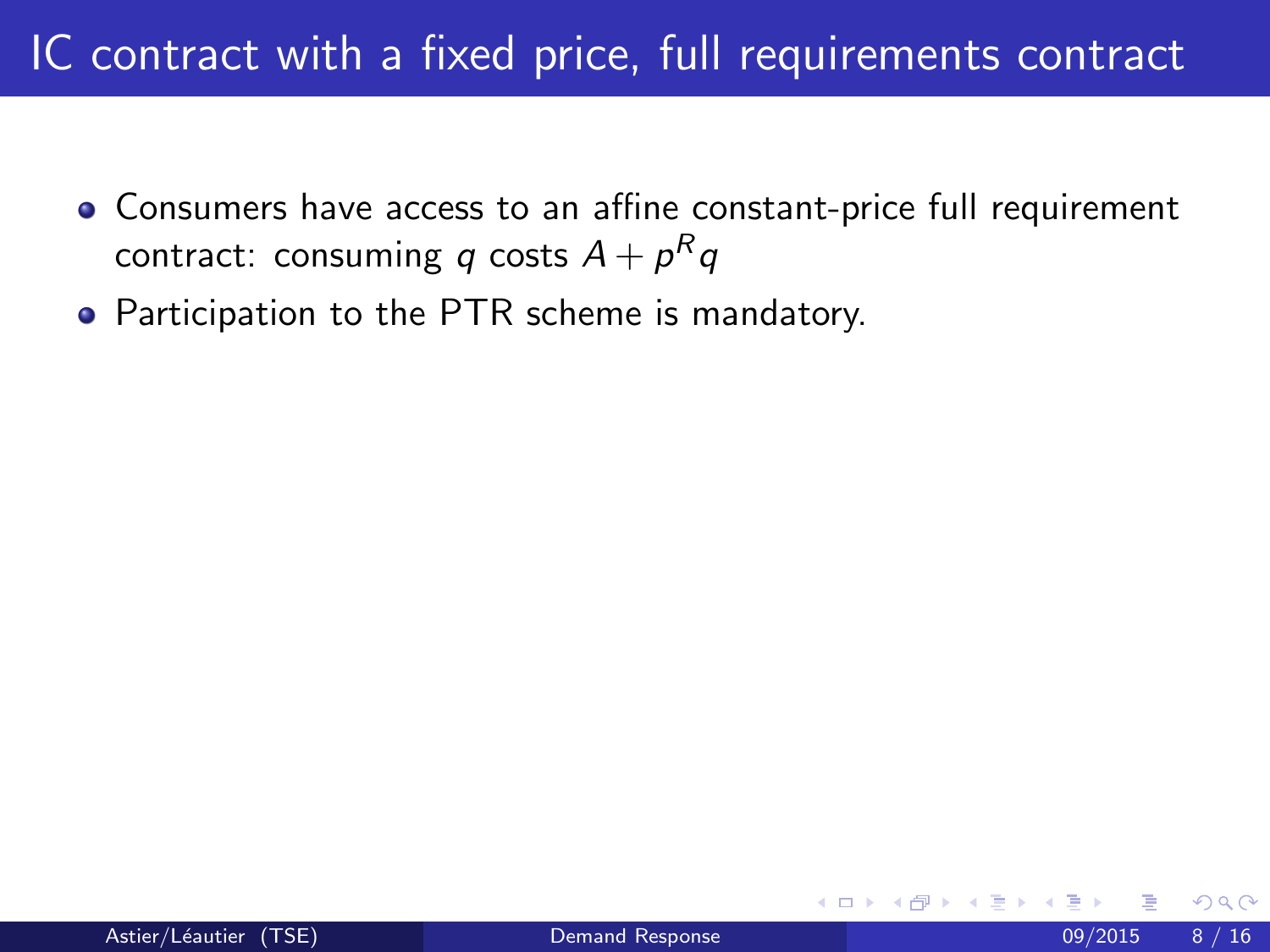# IC contract with a fixed price, full requirements contract

- Consumers have access to an affine constant-price full requirement contract: consuming $q$ costs $A + p^R q$
- Participation to the PTR scheme is mandatory.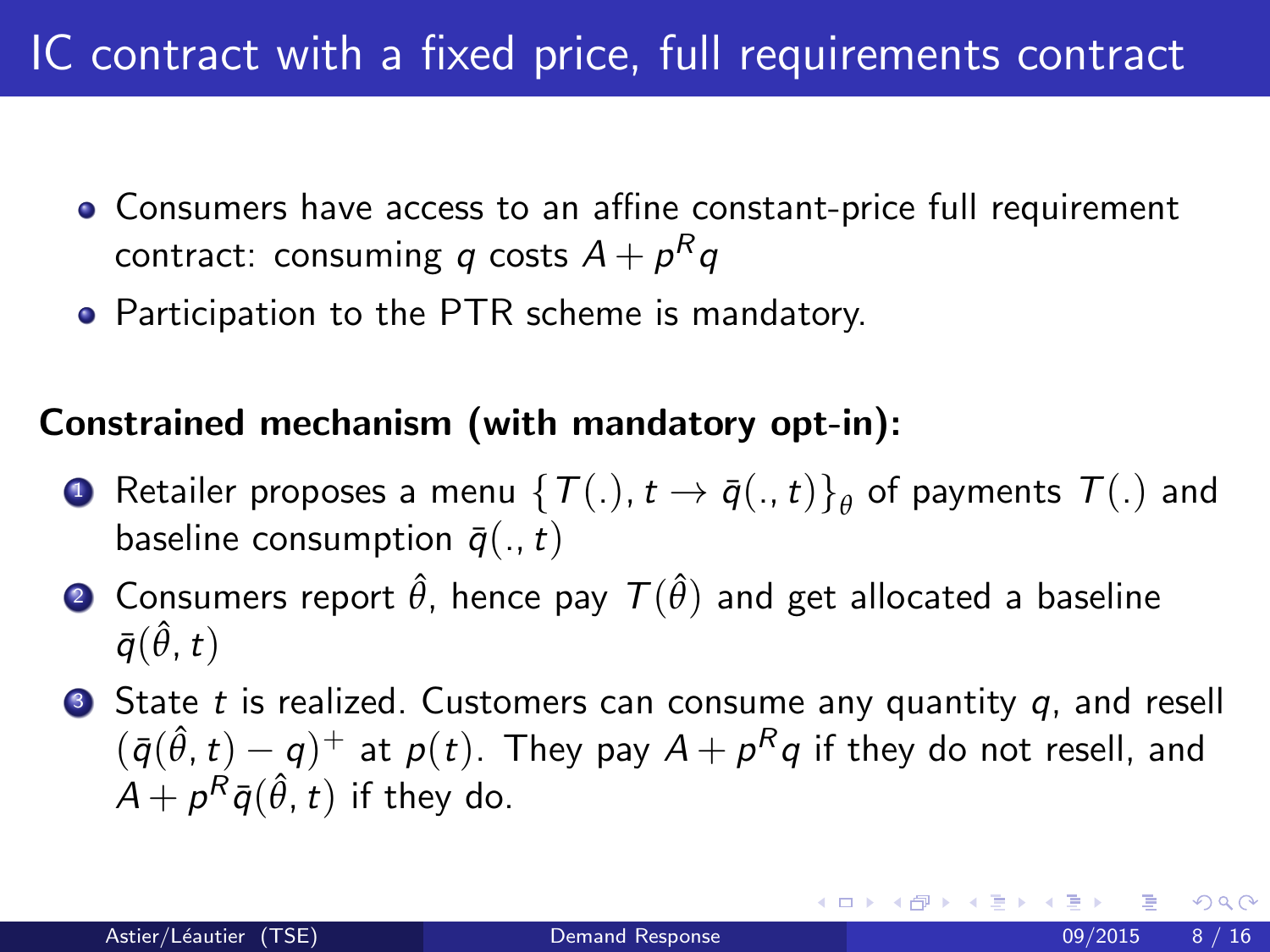# IC contract with a fixed price, full requirements contract

- Consumers have access to an affine constant-price full requirement contract: consuming $q$ costs $A + p^R q$
- Participation to the PTR scheme is mandatory.

**Constrained mechanism (with mandatory opt-in):**

1. Retailer proposes a menu $\{T(.), t \to \bar{q}(., t)\}_\theta$ of payments $T(.)$ and baseline consumption $\bar{q}(., t)$
2. Consumers report $\hat{\theta}$, hence pay $T(\hat{\theta})$ and get allocated a baseline $\bar{q}(\hat{\theta}, t)$
3. State $t$ is realized. Customers can consume any quantity $q$, and resell $(\bar{q}(\hat{\theta}, t) - q)^+$ at $p(t)$. They pay $A + p^R q$ if they do not resell, and $A + p^R \bar{q}(\hat{\theta}, t)$ if they do.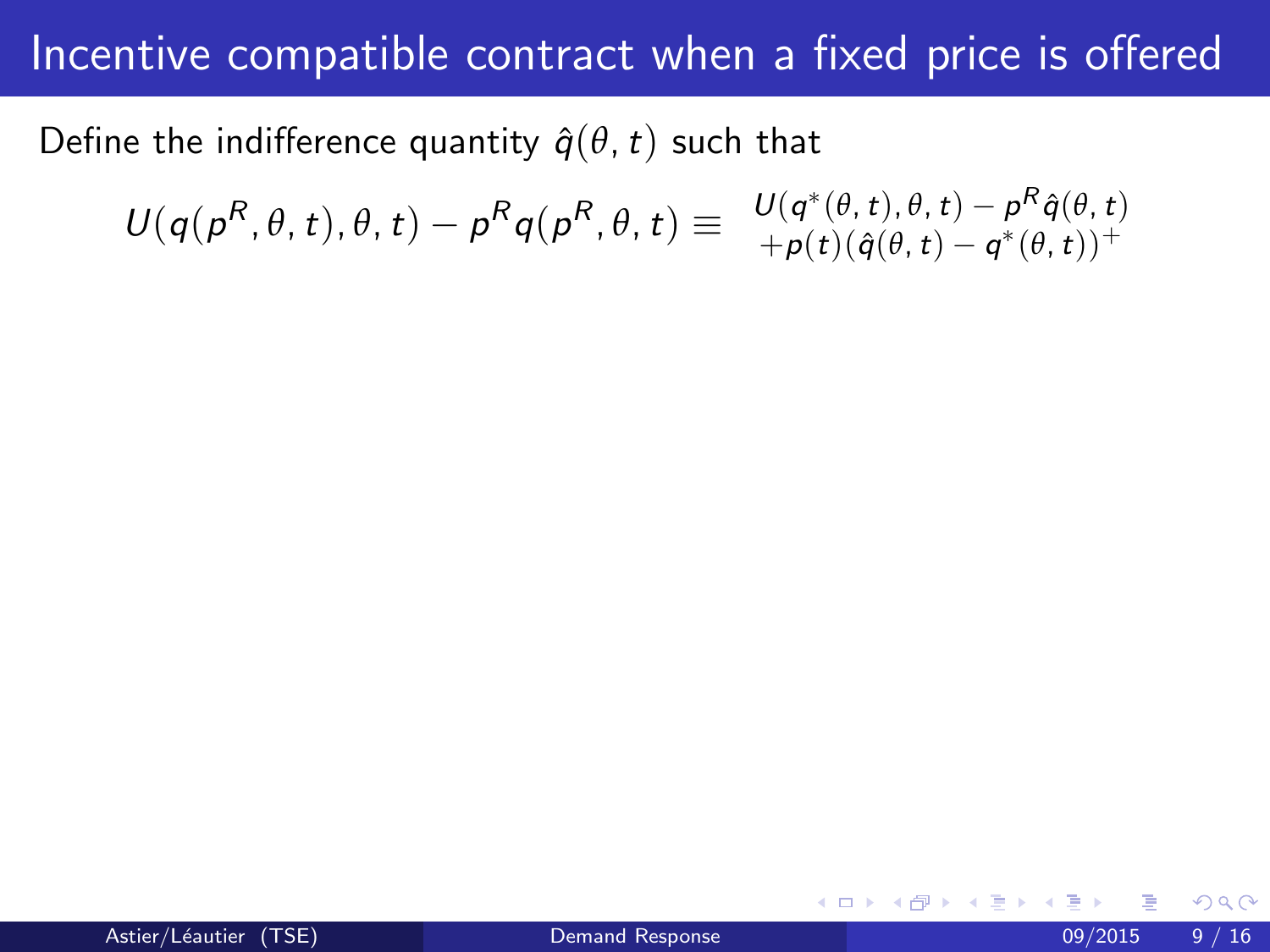# Incentive compatible contract when a fixed price is offered

Define the indifference quantity $\hat{q}(\theta, t)$ such that

$$U(q(p^R, \theta, t), \theta, t) - p^R q(p^R, \theta, t) \equiv \begin{array}{l} U(q^*(\theta, t), \theta, t) - p^R \hat{q}(\theta, t) \\ +p(t)(\hat{q}(\theta, t) - q^*(\theta, t))^+ \end{array}$$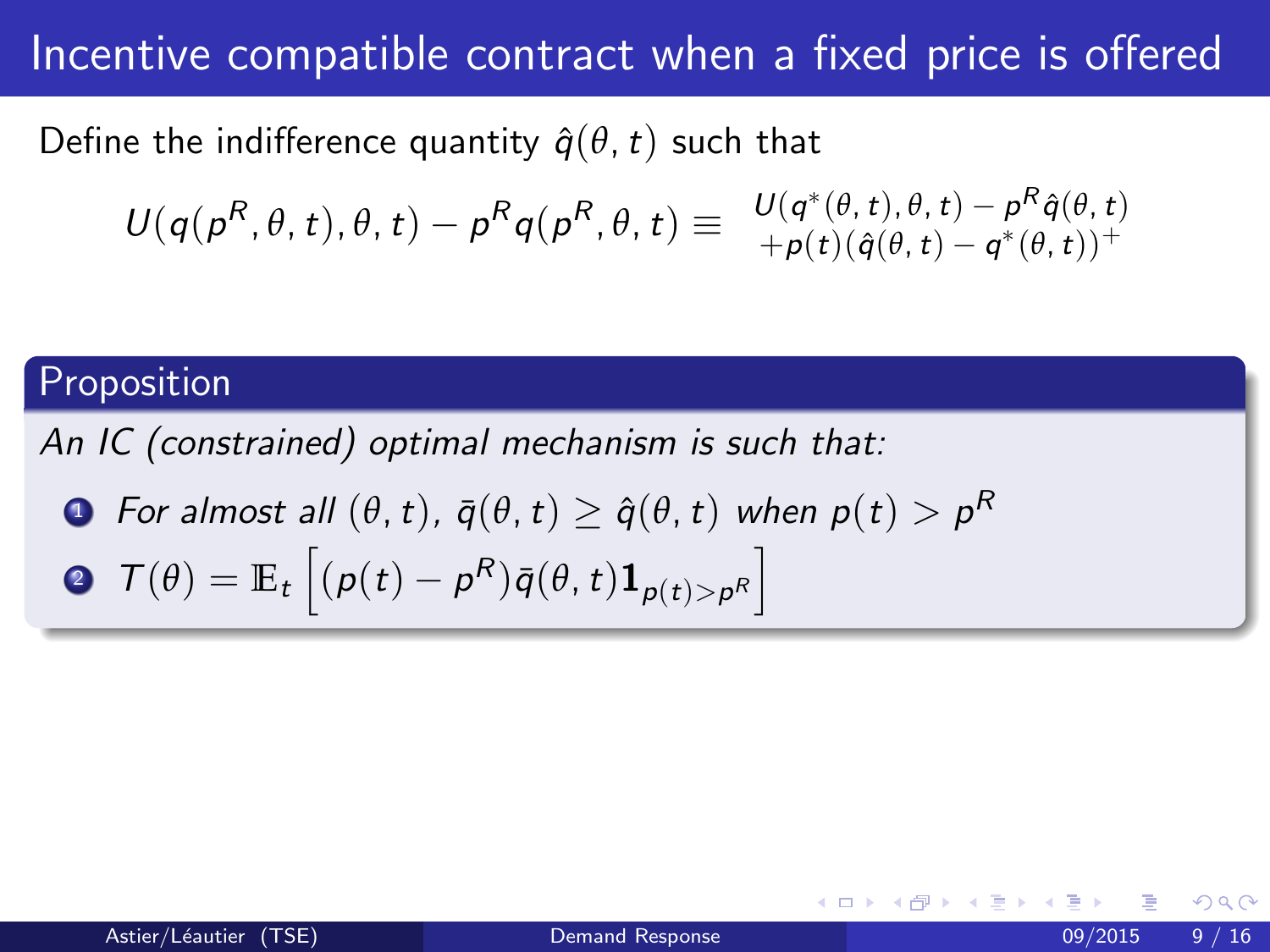# Incentive compatible contract when a fixed price is offered

Define the indifference quantity $\hat{q}(\theta, t)$ such that

$$U(q(p^R, \theta, t), \theta, t) - p^R q(p^R, \theta, t) \equiv \begin{array}{l} U(q^*(\theta, t), \theta, t) - p^R \hat{q}(\theta, t) \\ +p(t)(\hat{q}(\theta, t) - q^*(\theta, t))^+ \end{array}$$

## Proposition

*An IC (constrained) optimal mechanism is such that:*

1. *For almost all* $(\theta, t)$, $\bar{q}(\theta, t) \geq \hat{q}(\theta, t)$ *when* $p(t) > p^R$
2. $T(\theta) = \mathbb{E}_t \left[ (p(t) - p^R) \bar{q}(\theta, t) \mathbf{1}_{p(t) > p^R} \right]$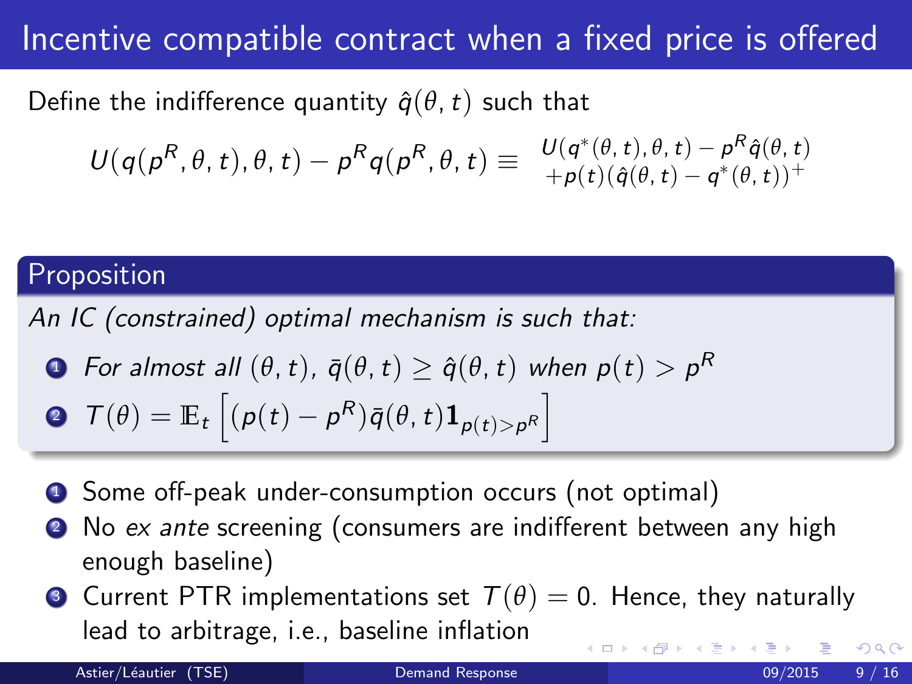# Incentive compatible contract when a fixed price is offered

Define the indifference quantity $\hat{q}(\theta, t)$ such that

$$U(q(p^R, \theta, t), \theta, t) - p^R q(p^R, \theta, t) \equiv \begin{array}{l} U(q^*(\theta, t), \theta, t) - p^R \hat{q}(\theta, t) \\ +p(t)(\hat{q}(\theta, t) - q^*(\theta, t))^+ \end{array}$$

## Proposition

*An IC (constrained) optimal mechanism is such that:*

1. *For almost all $(\theta, t)$, $\bar{q}(\theta, t) \geq \hat{q}(\theta, t)$ when $p(t) > p^R$*
2. $T(\theta) = \mathbb{E}_t \left[ (p(t) - p^R)\bar{q}(\theta, t)\mathbf{1}_{p(t)>p^R} \right]$

1. Some off-peak under-consumption occurs (not optimal)
2. No *ex ante* screening (consumers are indifferent between any high enough baseline)
3. Current PTR implementations set $T(\theta) = 0$. Hence, they naturally lead to arbitrage, i.e., baseline inflation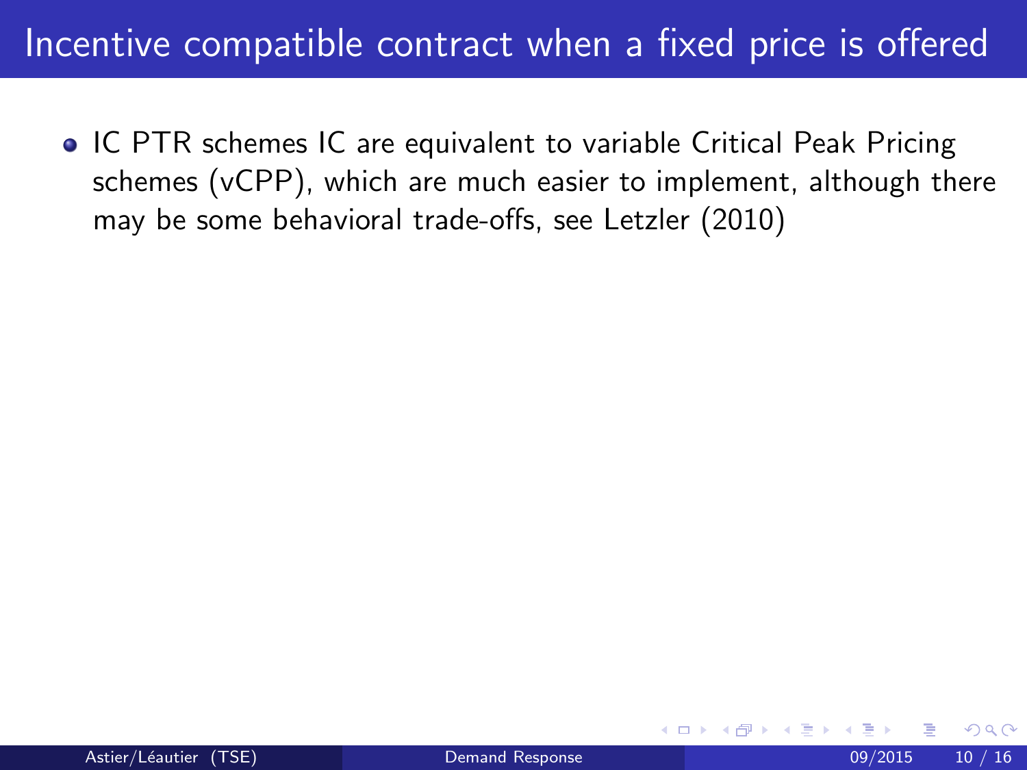# Incentive compatible contract when a fixed price is offered

- IC PTR schemes IC are equivalent to variable Critical Peak Pricing schemes (vCPP), which are much easier to implement, although there may be some behavioral trade-offs, see Letzler (2010)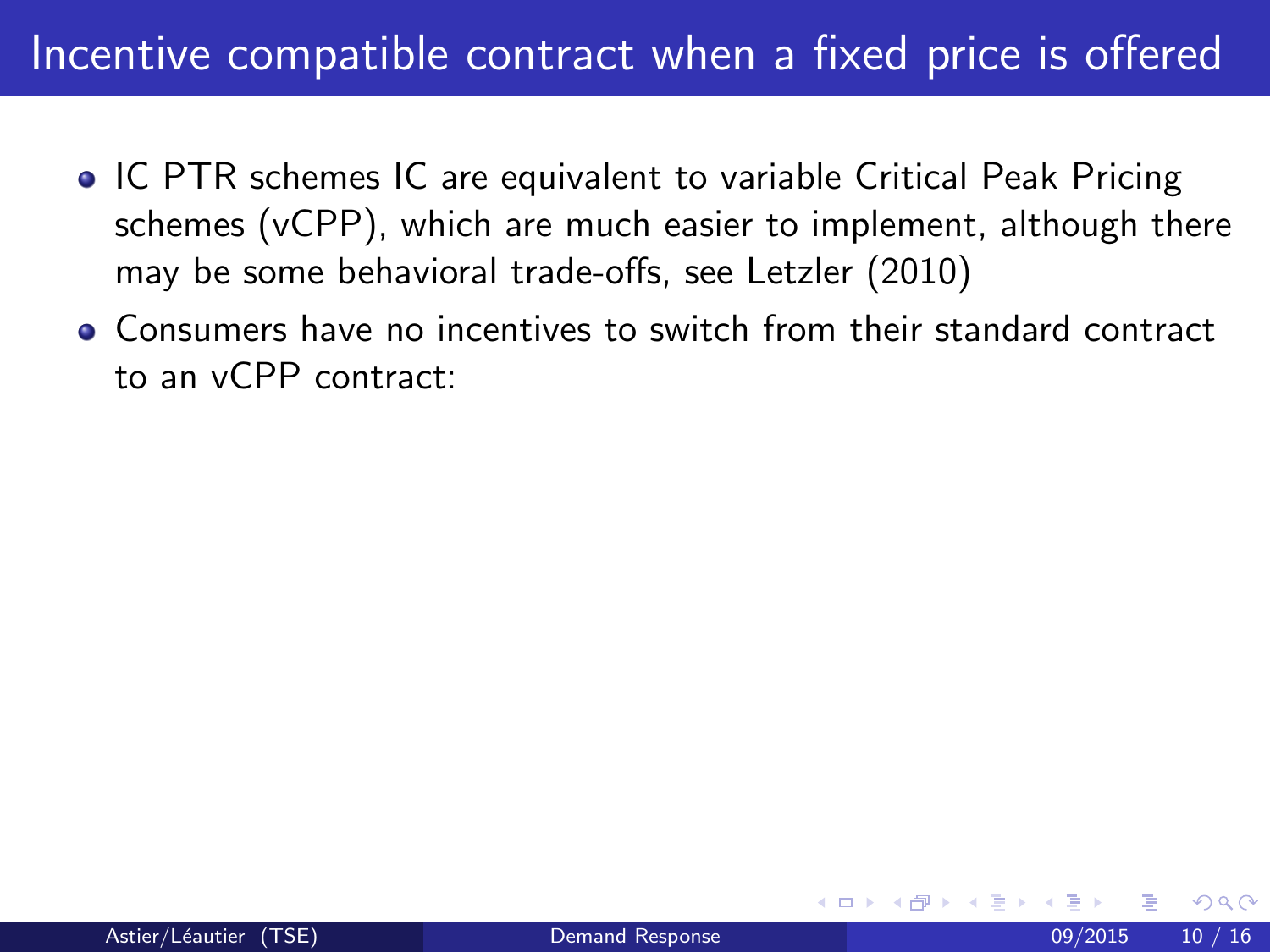# Incentive compatible contract when a fixed price is offered

- IC PTR schemes IC are equivalent to variable Critical Peak Pricing schemes (vCPP), which are much easier to implement, although there may be some behavioral trade-offs, see Letzler (2010)
- Consumers have no incentives to switch from their standard contract to an vCPP contract: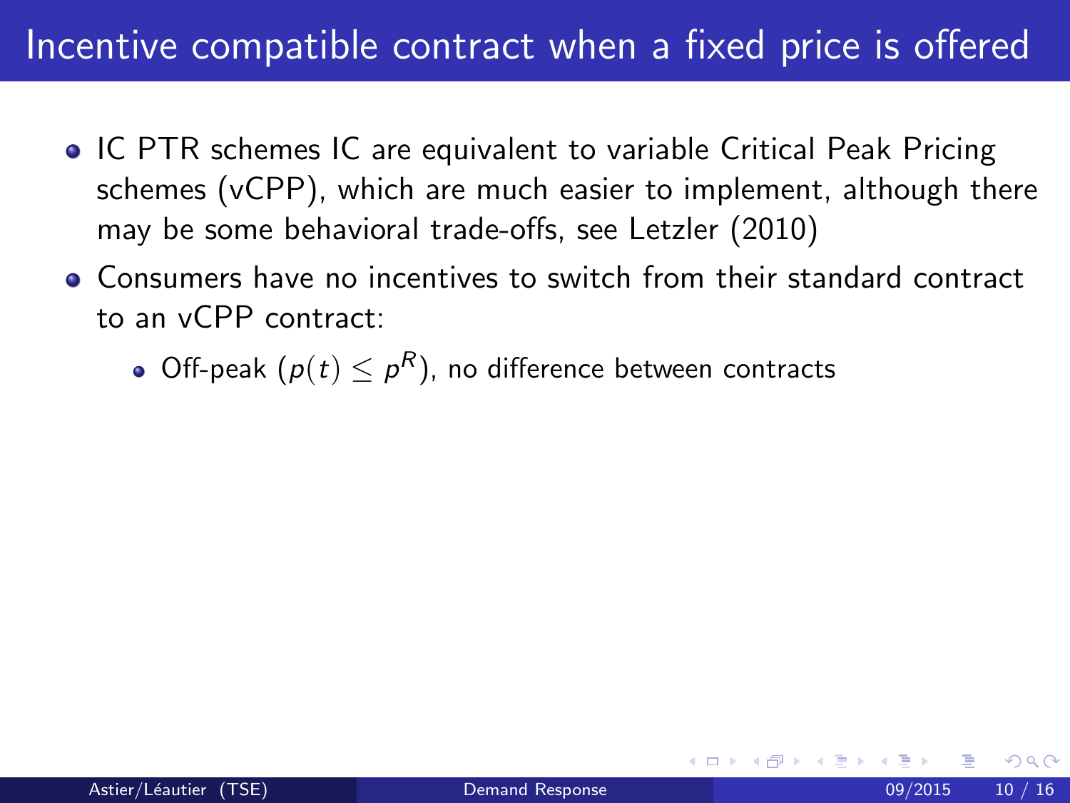# Incentive compatible contract when a fixed price is offered

- IC PTR schemes IC are equivalent to variable Critical Peak Pricing schemes (vCPP), which are much easier to implement, although there may be some behavioral trade-offs, see Letzler (2010)
- Consumers have no incentives to switch from their standard contract to an vCPP contract:
  - Off-peak ($p(t) \leq p^R$), no difference between contracts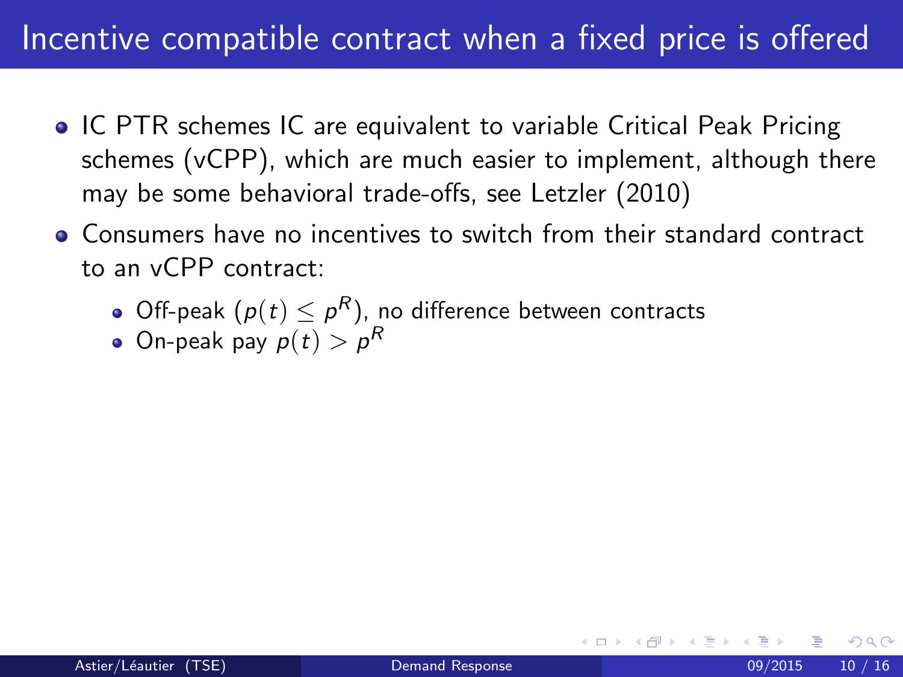# Incentive compatible contract when a fixed price is offered

- IC PTR schemes IC are equivalent to variable Critical Peak Pricing schemes (vCPP), which are much easier to implement, although there may be some behavioral trade-offs, see Letzler (2010)
- Consumers have no incentives to switch from their standard contract to an vCPP contract:
  - Off-peak ($p(t) \leq p^R$), no difference between contracts
  - On-peak pay $p(t) > p^R$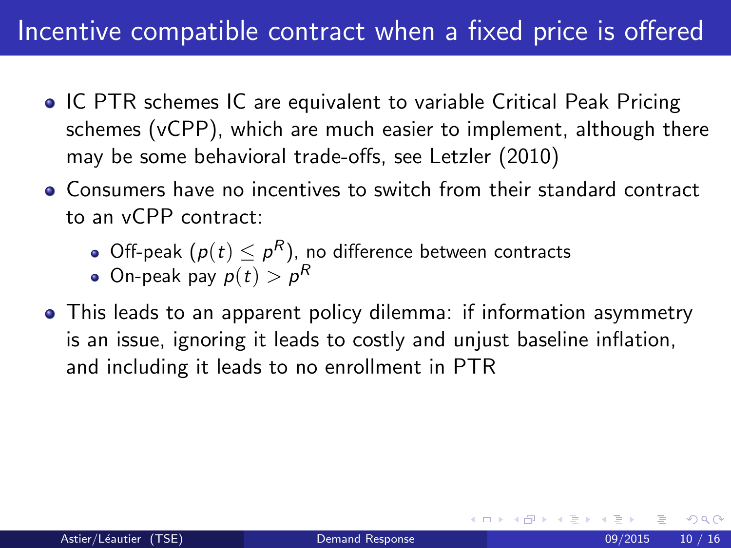# Incentive compatible contract when a fixed price is offered

- IC PTR schemes IC are equivalent to variable Critical Peak Pricing schemes (vCPP), which are much easier to implement, although there may be some behavioral trade-offs, see Letzler (2010)
- Consumers have no incentives to switch from their standard contract to an vCPP contract:
  - Off-peak ($p(t) \leq p^R$), no difference between contracts
  - On-peak pay $p(t) > p^R$
- This leads to an apparent policy dilemma: if information asymmetry is an issue, ignoring it leads to costly and unjust baseline inflation, and including it leads to no enrollment in PTR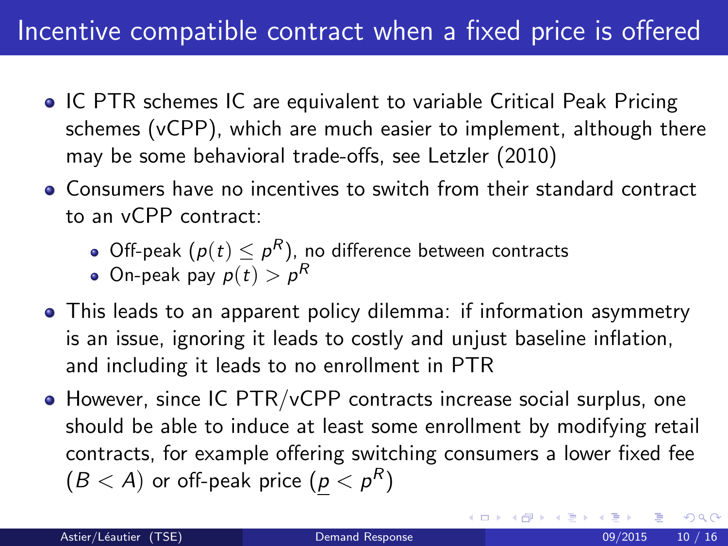# Incentive compatible contract when a fixed price is offered

- IC PTR schemes IC are equivalent to variable Critical Peak Pricing schemes (vCPP), which are much easier to implement, although there may be some behavioral trade-offs, see Letzler (2010)
- Consumers have no incentives to switch from their standard contract to an vCPP contract:
  - Off-peak ($p(t) \leq p^R$), no difference between contracts
  - On-peak pay $p(t) > p^R$
- This leads to an apparent policy dilemma: if information asymmetry is an issue, ignoring it leads to costly and unjust baseline inflation, and including it leads to no enrollment in PTR
- However, since IC PTR/vCPP contracts increase social surplus, one should be able to induce at least some enrollment by modifying retail contracts, for example offering switching consumers a lower fixed fee ($B < A$) or off-peak price ($\underline{p} < p^R$)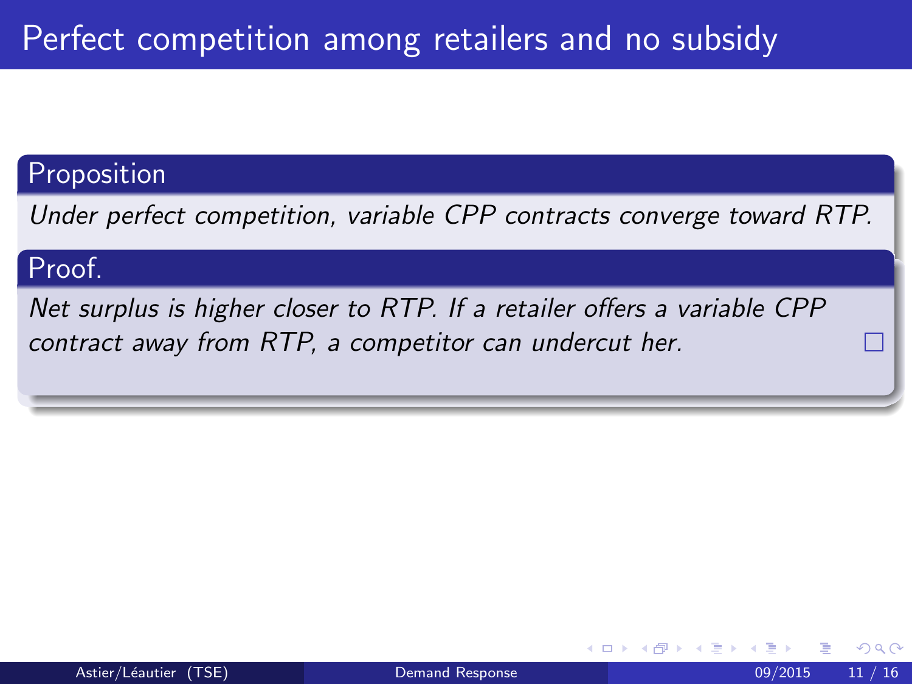# Perfect competition among retailers and no subsidy

**Proposition**

*Under perfect competition, variable CPP contracts converge toward RTP.*

**Proof.**

*Net surplus is higher closer to RTP. If a retailer offers a variable CPP contract away from RTP, a competitor can undercut her.* □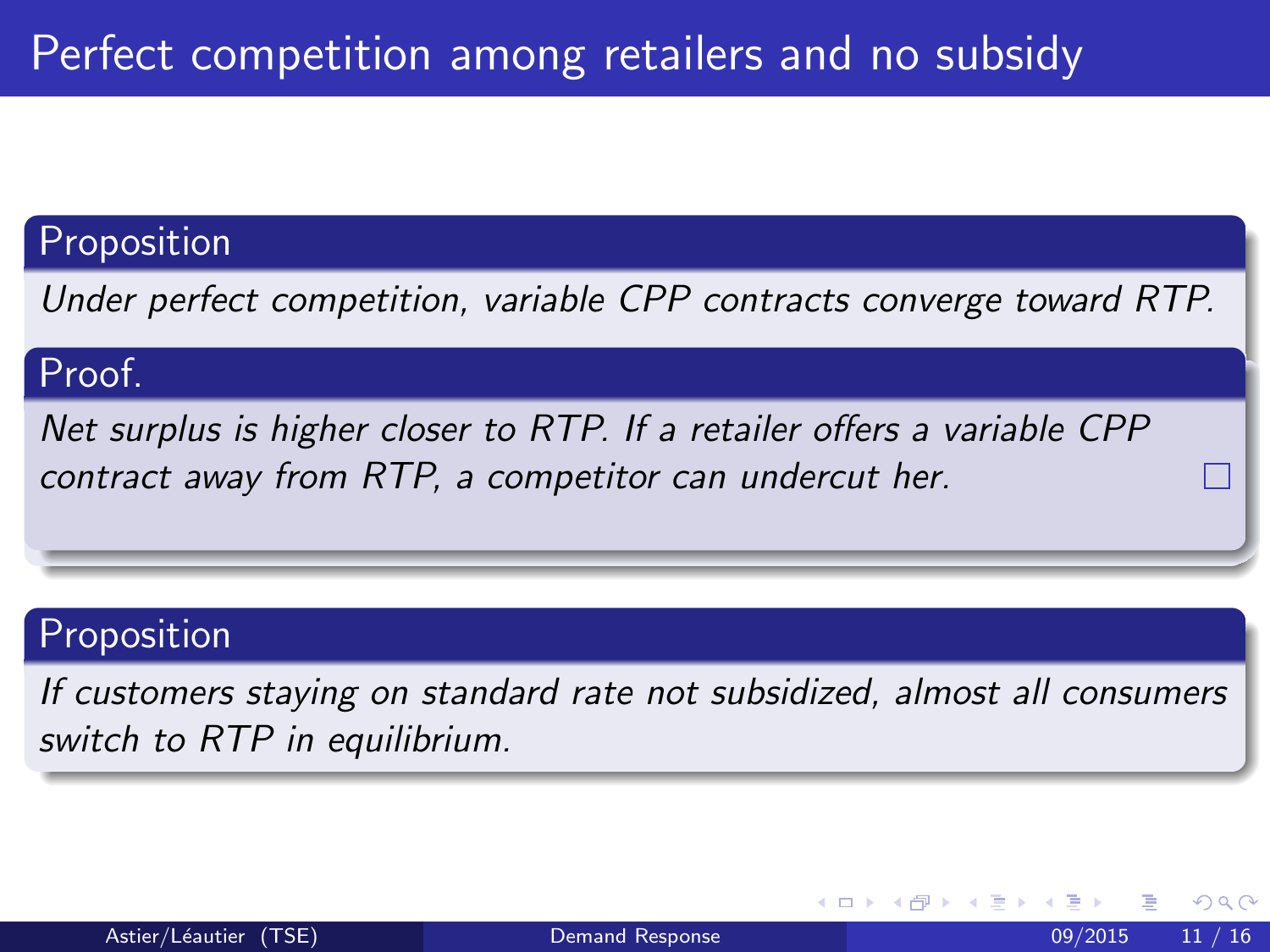# Perfect competition among retailers and no subsidy

**Proposition**

*Under perfect competition, variable CPP contracts converge toward RTP.*

**Proof.**

*Net surplus is higher closer to RTP. If a retailer offers a variable CPP contract away from RTP, a competitor can undercut her.* □

**Proposition**

*If customers staying on standard rate not subsidized, almost all consumers switch to RTP in equilibrium.*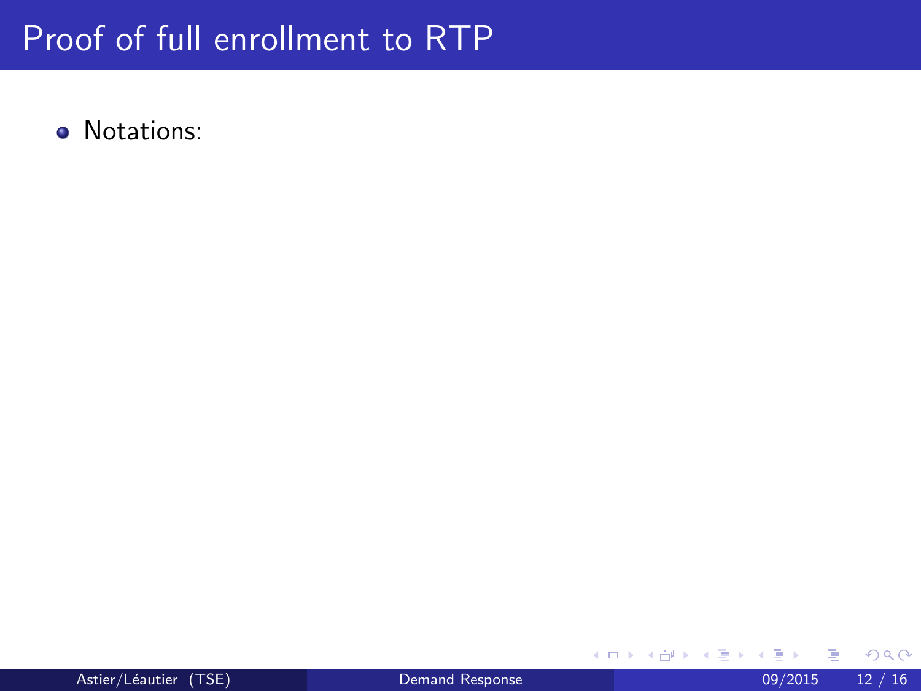# Proof of full enrollment to RTP

- Notations: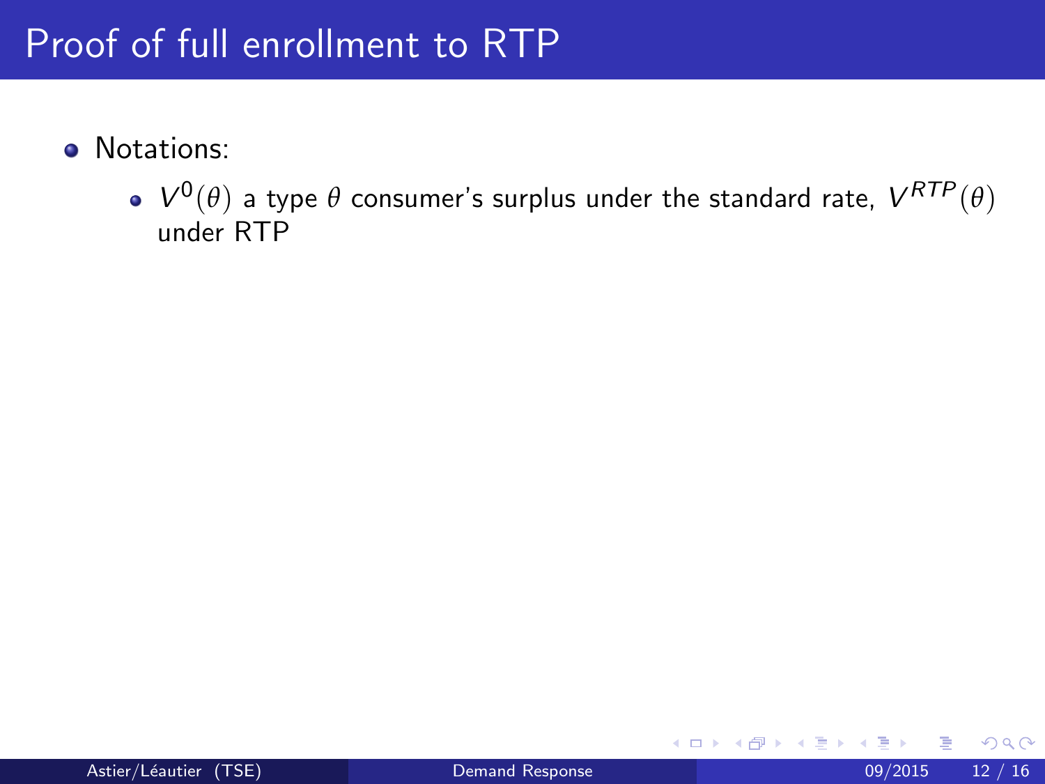# Proof of full enrollment to RTP

- Notations:
  - $V^0(\theta)$ a type $\theta$ consumer's surplus under the standard rate, $V^{RTP}(\theta)$ under RTP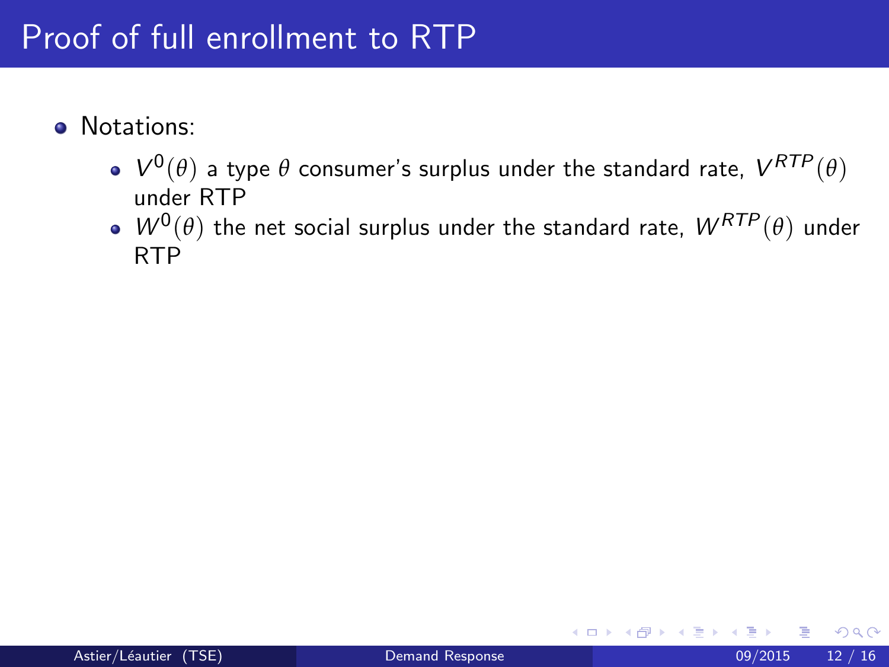# Proof of full enrollment to RTP

- Notations:
  - $V^0(\theta)$ a type $\theta$ consumer's surplus under the standard rate, $V^{RTP}(\theta)$ under RTP
  - $W^0(\theta)$ the net social surplus under the standard rate, $W^{RTP}(\theta)$ under RTP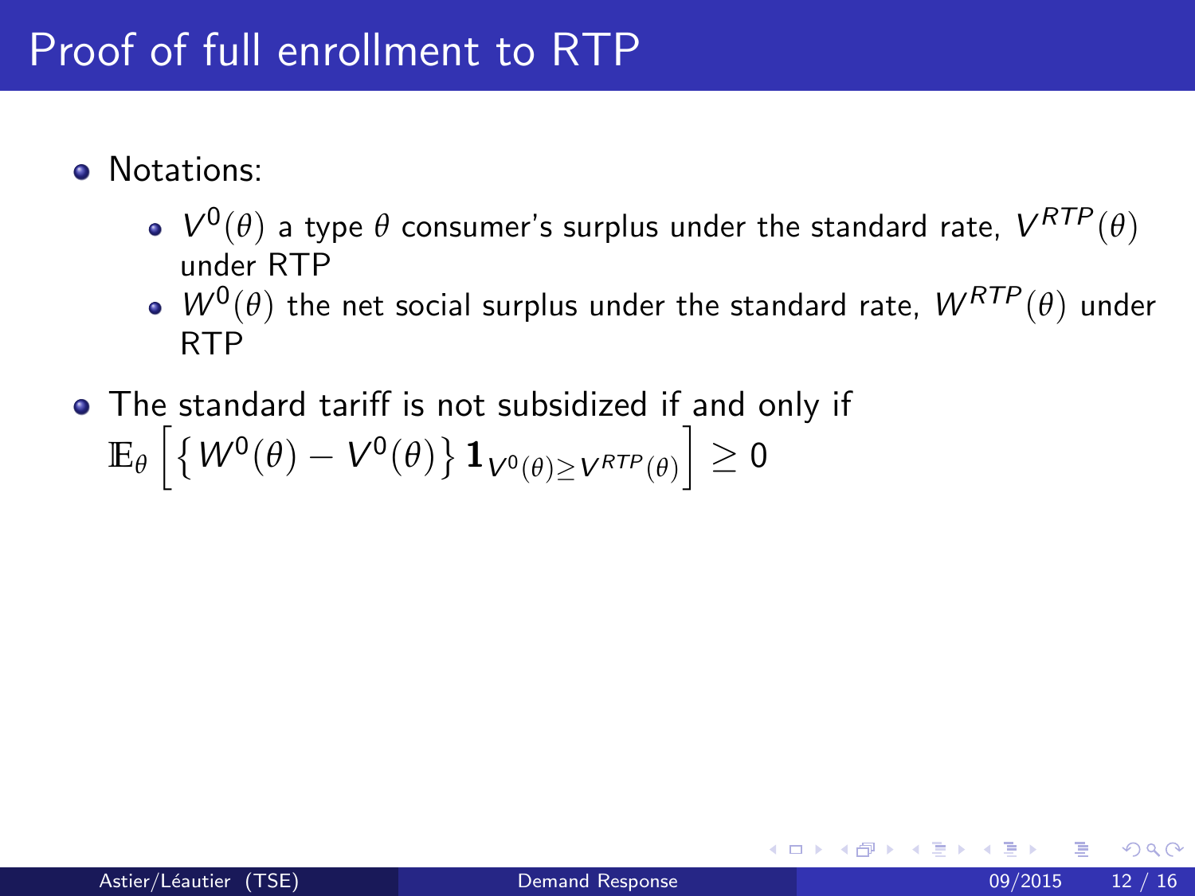# Proof of full enrollment to RTP

- Notations:
  - $V^0(\theta)$ a type $\theta$ consumer's surplus under the standard rate, $V^{RTP}(\theta)$ under RTP
  - $W^0(\theta)$ the net social surplus under the standard rate, $W^{RTP}(\theta)$ under RTP
- The standard tariff is not subsidized if and only if $\mathbb{E}_\theta \left[ \left\{ W^0(\theta) - V^0(\theta) \right\} \mathbf{1}_{V^0(\theta) \geq V^{RTP}(\theta)} \right] \geq 0$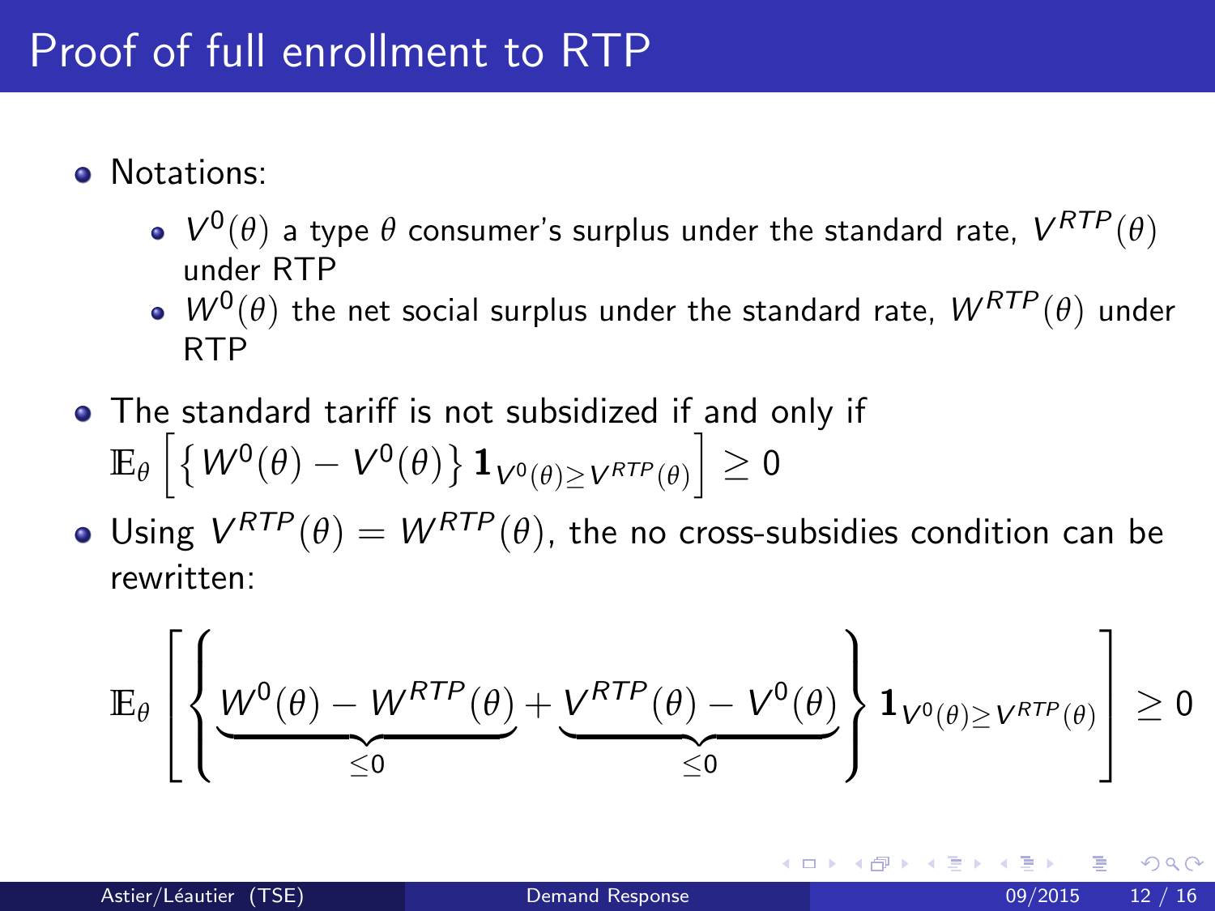# Proof of full enrollment to RTP

- Notations:
  - $V^0(\theta)$ a type $\theta$ consumer's surplus under the standard rate, $V^{RTP}(\theta)$ under RTP
  - $W^0(\theta)$ the net social surplus under the standard rate, $W^{RTP}(\theta)$ under RTP
- The standard tariff is not subsidized if and only if $\mathbb{E}_\theta \left[ \left\{ W^0(\theta) - V^0(\theta) \right\} \mathbf{1}_{V^0(\theta) \geq V^{RTP}(\theta)} \right] \geq 0$
- Using $V^{RTP}(\theta) = W^{RTP}(\theta)$, the no cross-subsidies condition can be rewritten:

$$\mathbb{E}_\theta \left[ \left\{ \underbrace{W^0(\theta) - W^{RTP}(\theta)}_{\leq 0} + \underbrace{V^{RTP}(\theta) - V^0(\theta)}_{\leq 0} \right\} \mathbf{1}_{V^0(\theta) \geq V^{RTP}(\theta)} \right] \geq 0$$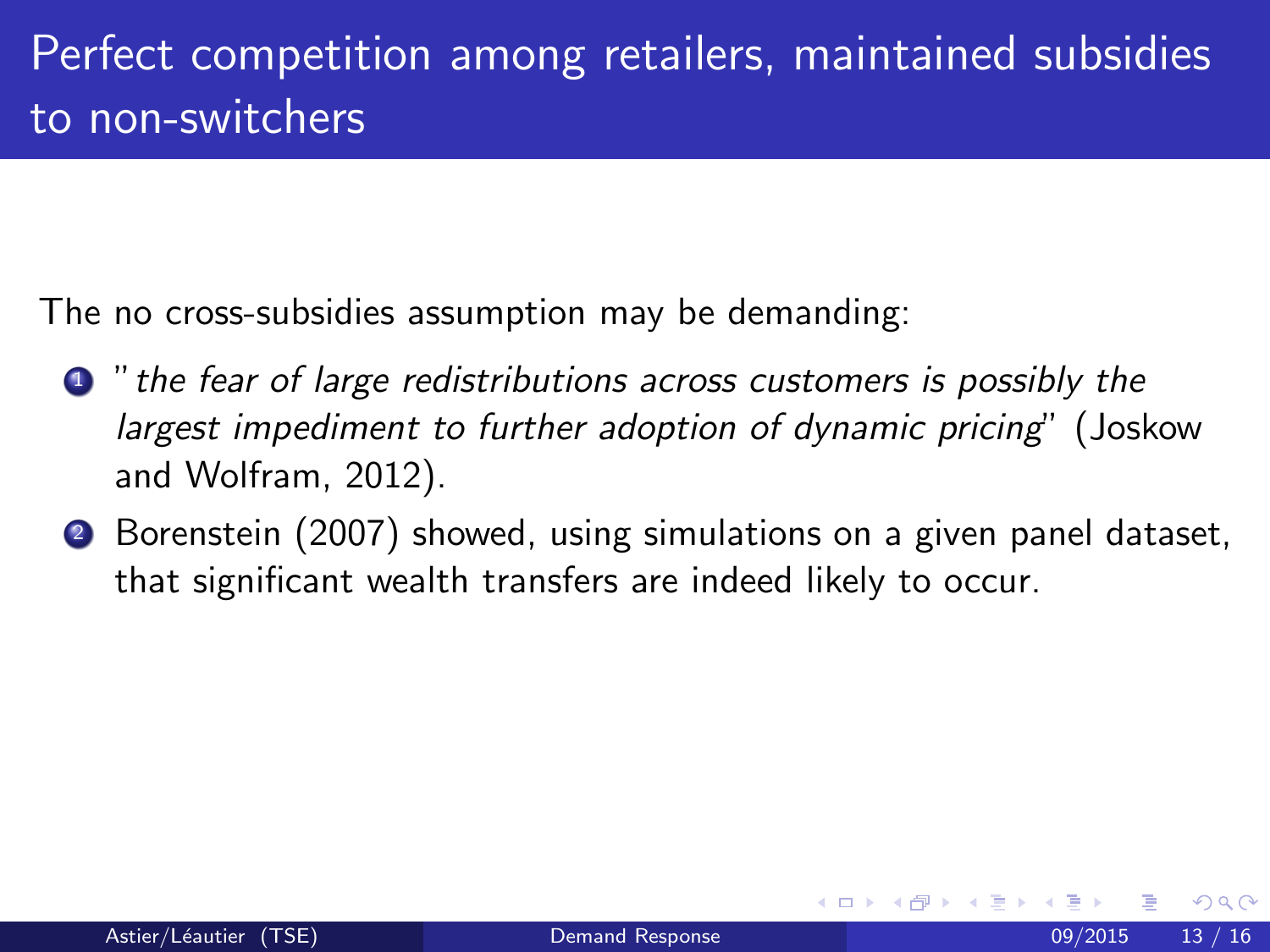# Perfect competition among retailers, maintained subsidies to non-switchers

The no cross-subsidies assumption may be demanding:

1. "*the fear of large redistributions across customers is possibly the largest impediment to further adoption of dynamic pricing*" (Joskow and Wolfram, 2012).
2. Borenstein (2007) showed, using simulations on a given panel dataset, that significant wealth transfers are indeed likely to occur.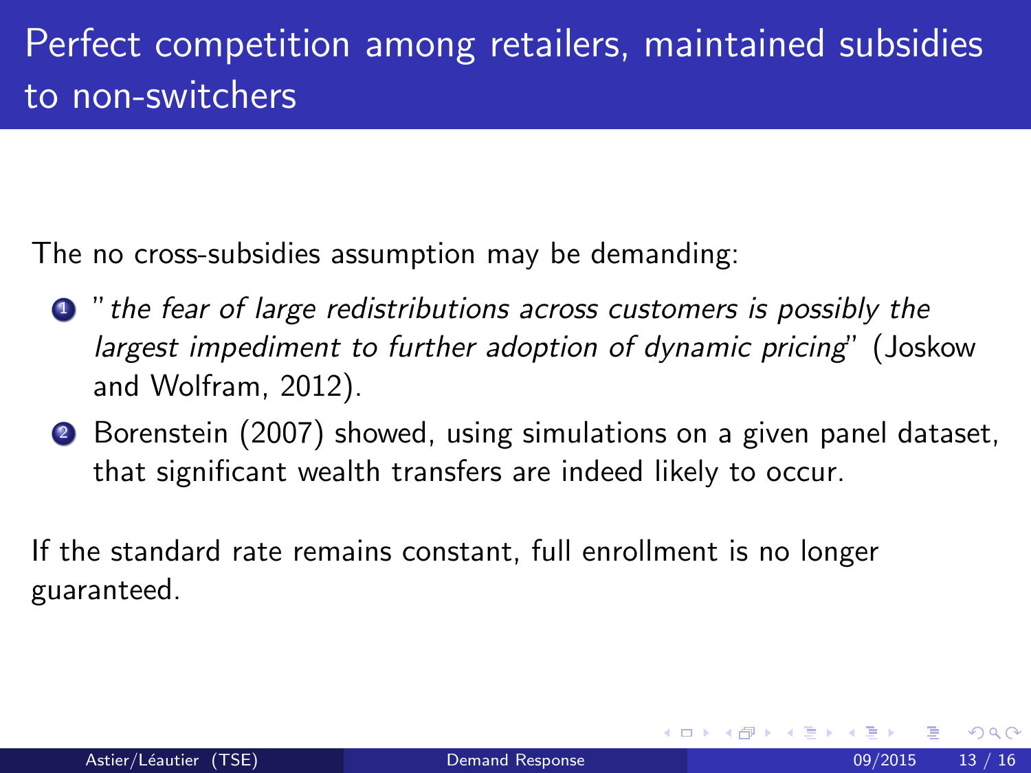# Perfect competition among retailers, maintained subsidies to non-switchers

The no cross-subsidies assumption may be demanding:

1. "*the fear of large redistributions across customers is possibly the largest impediment to further adoption of dynamic pricing*" (Joskow and Wolfram, 2012).
2. Borenstein (2007) showed, using simulations on a given panel dataset, that significant wealth transfers are indeed likely to occur.

If the standard rate remains constant, full enrollment is no longer guaranteed.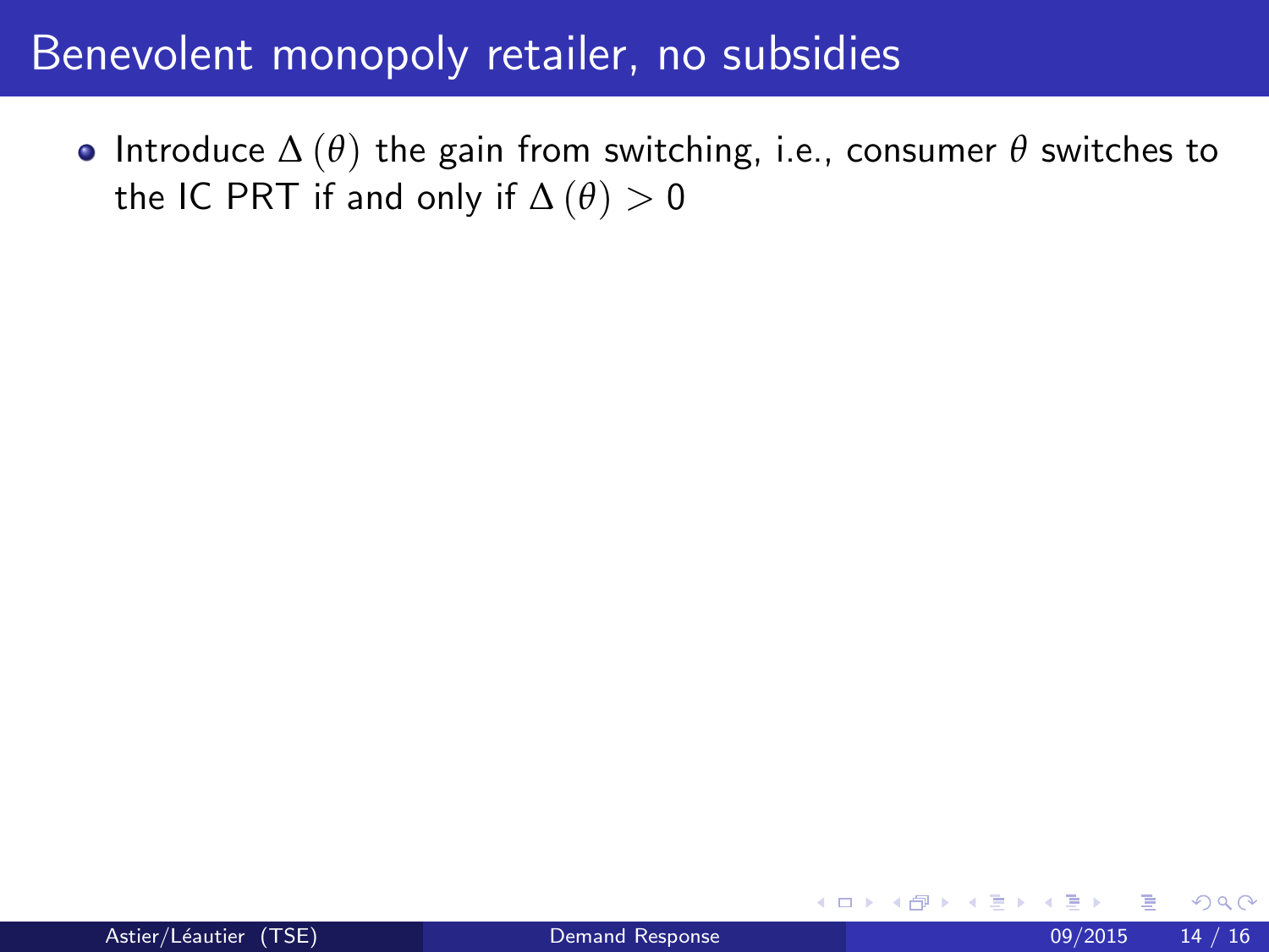# Benevolent monopoly retailer, no subsidies

- Introduce $\Delta(\theta)$ the gain from switching, i.e., consumer $\theta$ switches to the IC PRT if and only if $\Delta(\theta) > 0$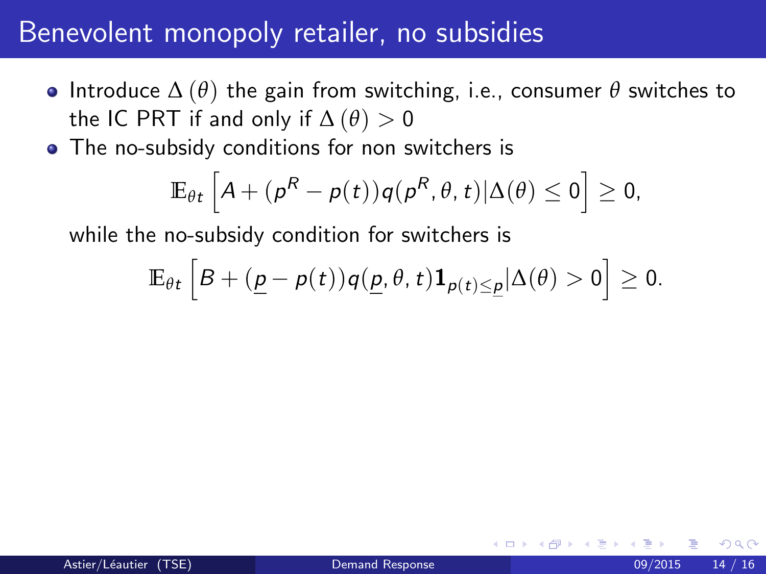# Benevolent monopoly retailer, no subsidies

- Introduce $\Delta(\theta)$ the gain from switching, i.e., consumer $\theta$ switches to the IC PRT if and only if $\Delta(\theta) > 0$
- The no-subsidy conditions for non switchers is

$$\mathbb{E}_{\theta t}\left[A + (p^R - p(t))q(p^R, \theta, t) | \Delta(\theta) \leq 0\right] \geq 0,$$

while the no-subsidy condition for switchers is

$$\mathbb{E}_{\theta t}\left[B + (\underline{p} - p(t))q(\underline{p}, \theta, t)\mathbf{1}_{p(t) \leq \underline{p}} | \Delta(\theta) > 0\right] \geq 0.$$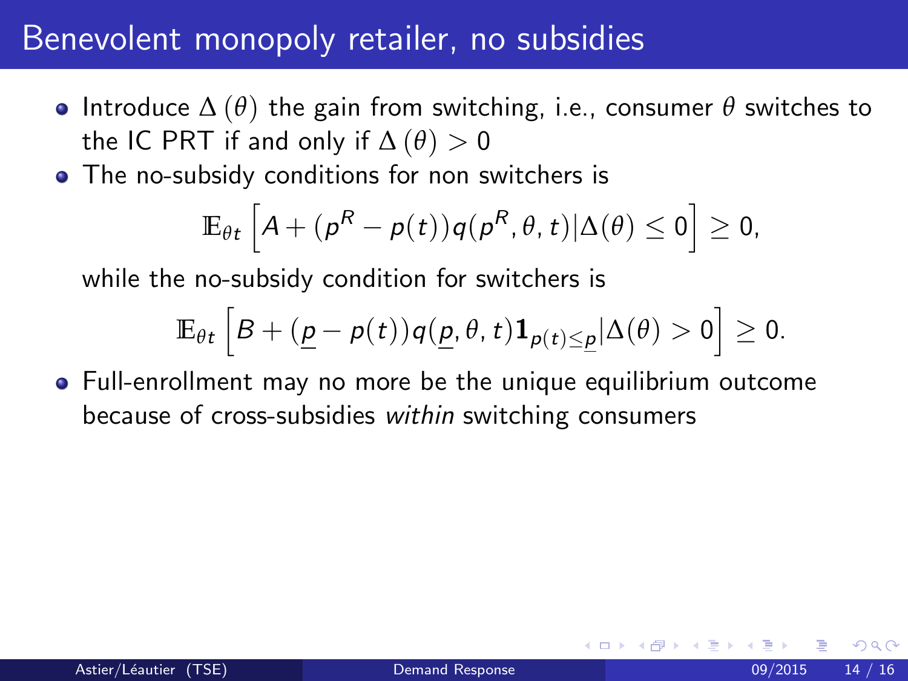# Benevolent monopoly retailer, no subsidies

- Introduce $\Delta(\theta)$ the gain from switching, i.e., consumer $\theta$ switches to the IC PRT if and only if $\Delta(\theta) > 0$
- The no-subsidy conditions for non switchers is

$$\mathbb{E}_{\theta t}\left[A + (p^R - p(t))q(p^R, \theta, t) | \Delta(\theta) \leq 0\right] \geq 0,$$

  while the no-subsidy condition for switchers is

$$\mathbb{E}_{\theta t}\left[B + (\underline{p} - p(t))q(\underline{p}, \theta, t)\mathbf{1}_{p(t) \leq \underline{p}} | \Delta(\theta) > 0\right] \geq 0.$$

- Full-enrollment may no more be the unique equilibrium outcome because of cross-subsidies *within* switching consumers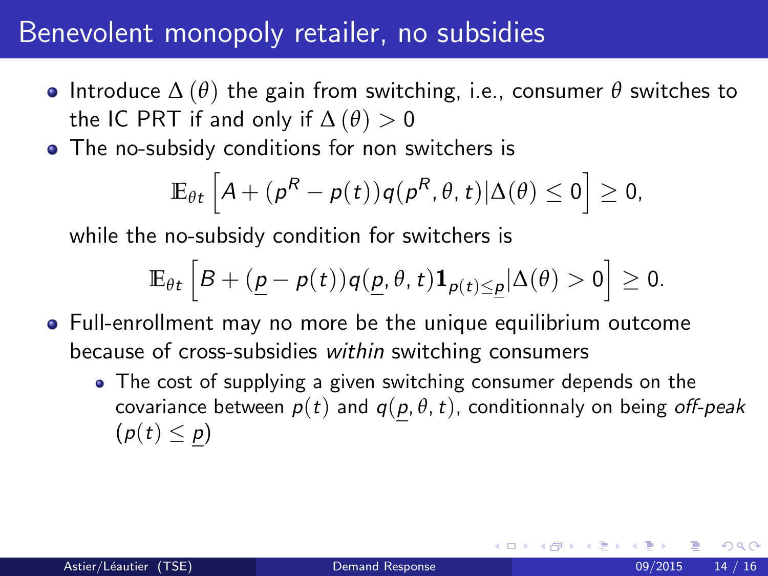# Benevolent monopoly retailer, no subsidies

- Introduce $\Delta(\theta)$ the gain from switching, i.e., consumer $\theta$ switches to the IC PRT if and only if $\Delta(\theta) > 0$
- The no-subsidy conditions for non switchers is

$$\mathbb{E}_{\theta t}\left[A + (p^R - p(t))q(p^R, \theta, t) | \Delta(\theta) \leq 0\right] \geq 0,$$

  while the no-subsidy condition for switchers is

$$\mathbb{E}_{\theta t}\left[B + (\underline{p} - p(t))q(\underline{p}, \theta, t)\mathbf{1}_{p(t) \leq \underline{p}} | \Delta(\theta) > 0\right] \geq 0.$$

- Full-enrollment may no more be the unique equilibrium outcome because of cross-subsidies *within* switching consumers
  - The cost of supplying a given switching consumer depends on the covariance between $p(t)$ and $q(\underline{p}, \theta, t)$, conditionnaly on being *off-peak* ($p(t) \leq \underline{p}$)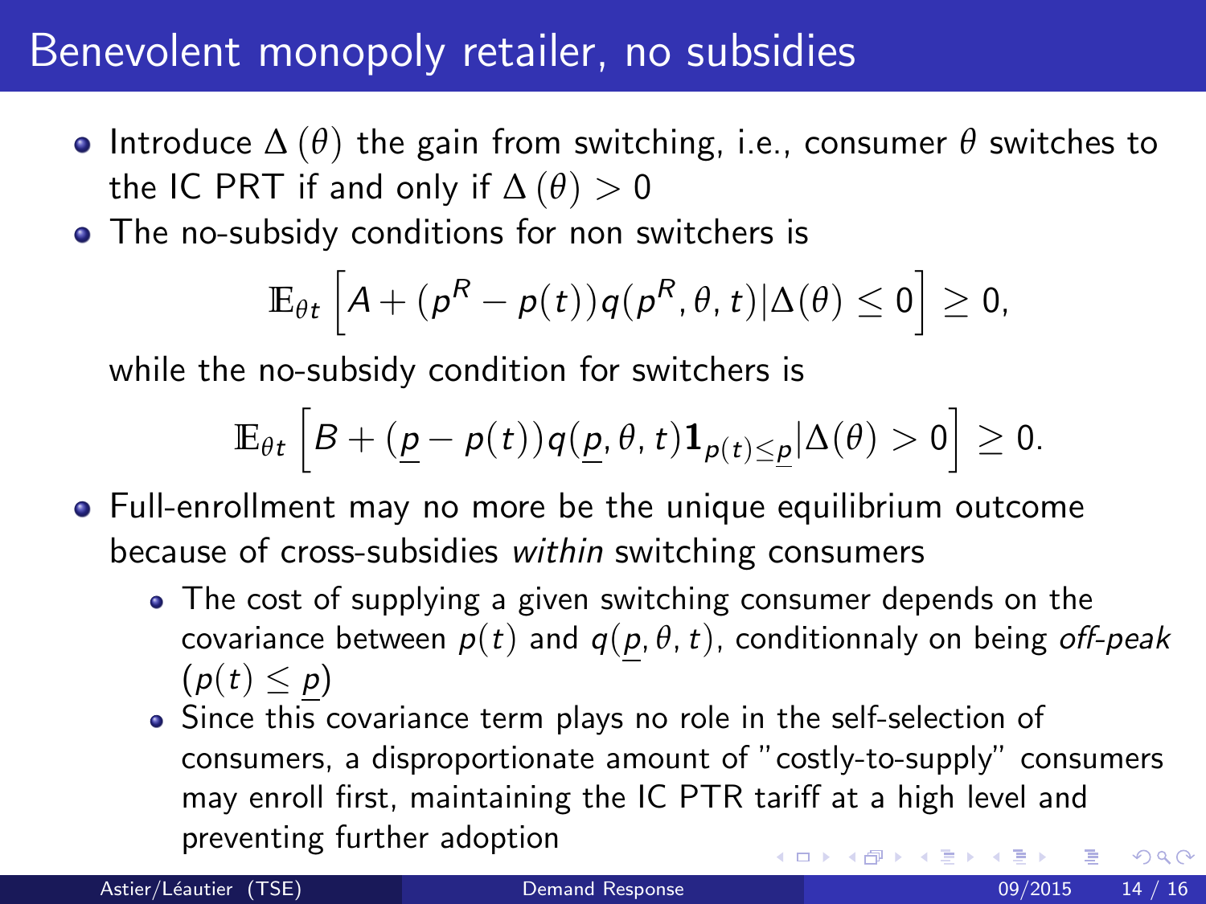# Benevolent monopoly retailer, no subsidies

- Introduce $\Delta(\theta)$ the gain from switching, i.e., consumer $\theta$ switches to the IC PRT if and only if $\Delta(\theta) > 0$
- The no-subsidy conditions for non switchers is

$$\mathbb{E}_{\theta t}\left[A + (p^R - p(t))q(p^R, \theta, t) | \Delta(\theta) \leq 0\right] \geq 0,$$

  while the no-subsidy condition for switchers is

$$\mathbb{E}_{\theta t}\left[B + (\underline{p} - p(t))q(\underline{p}, \theta, t)\mathbf{1}_{p(t)\leq \underline{p}} | \Delta(\theta) > 0\right] \geq 0.$$

- Full-enrollment may no more be the unique equilibrium outcome because of cross-subsidies *within* switching consumers
  - The cost of supplying a given switching consumer depends on the covariance between $p(t)$ and $q(\underline{p}, \theta, t)$, conditionnaly on being *off-peak* ($p(t) \leq \underline{p}$)
  - Since this covariance term plays no role in the self-selection of consumers, a disproportionate amount of "costly-to-supply" consumers may enroll first, maintaining the IC PTR tariff at a high level and preventing further adoption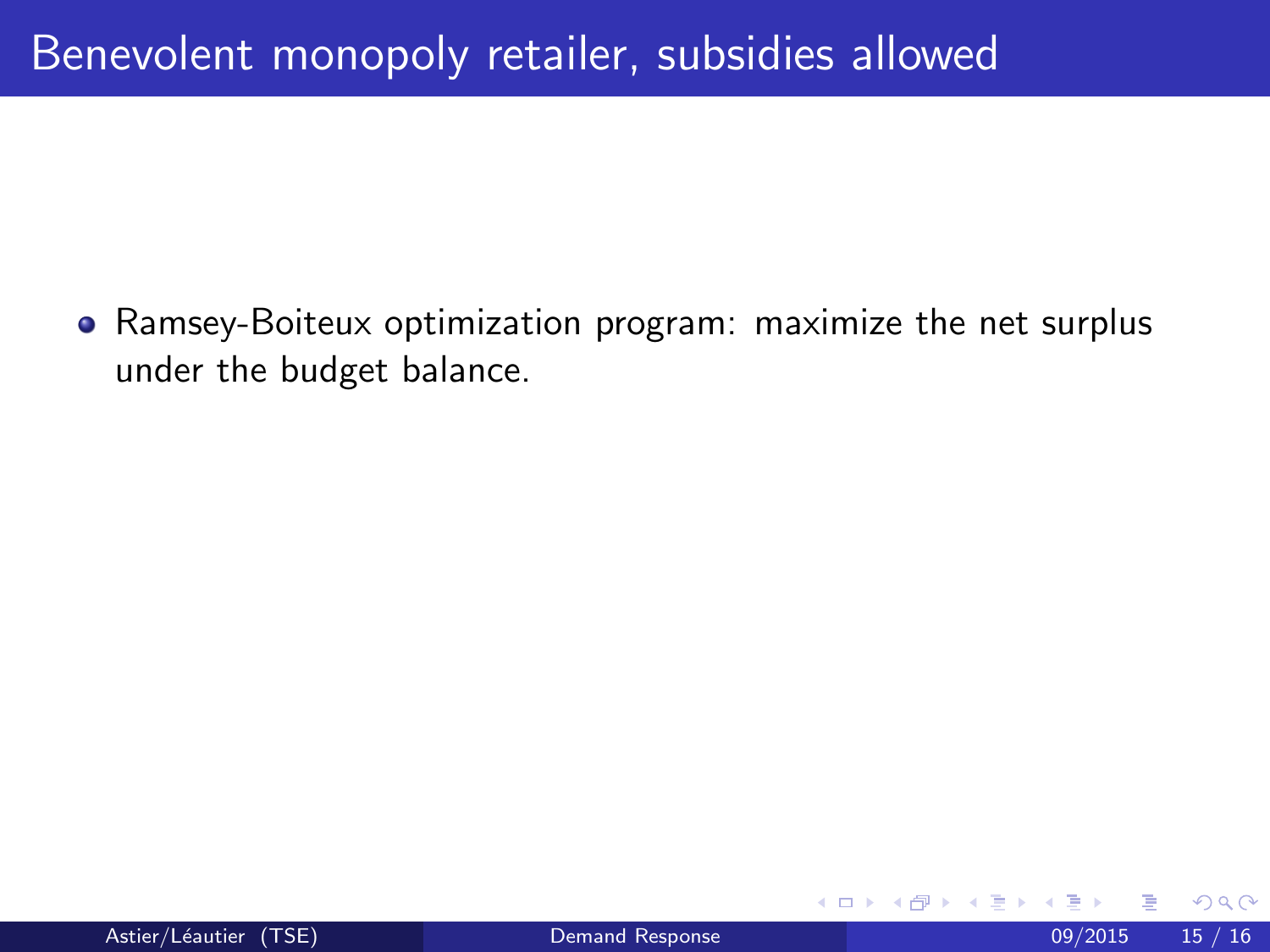# Benevolent monopoly retailer, subsidies allowed

- Ramsey-Boiteux optimization program: maximize the net surplus under the budget balance.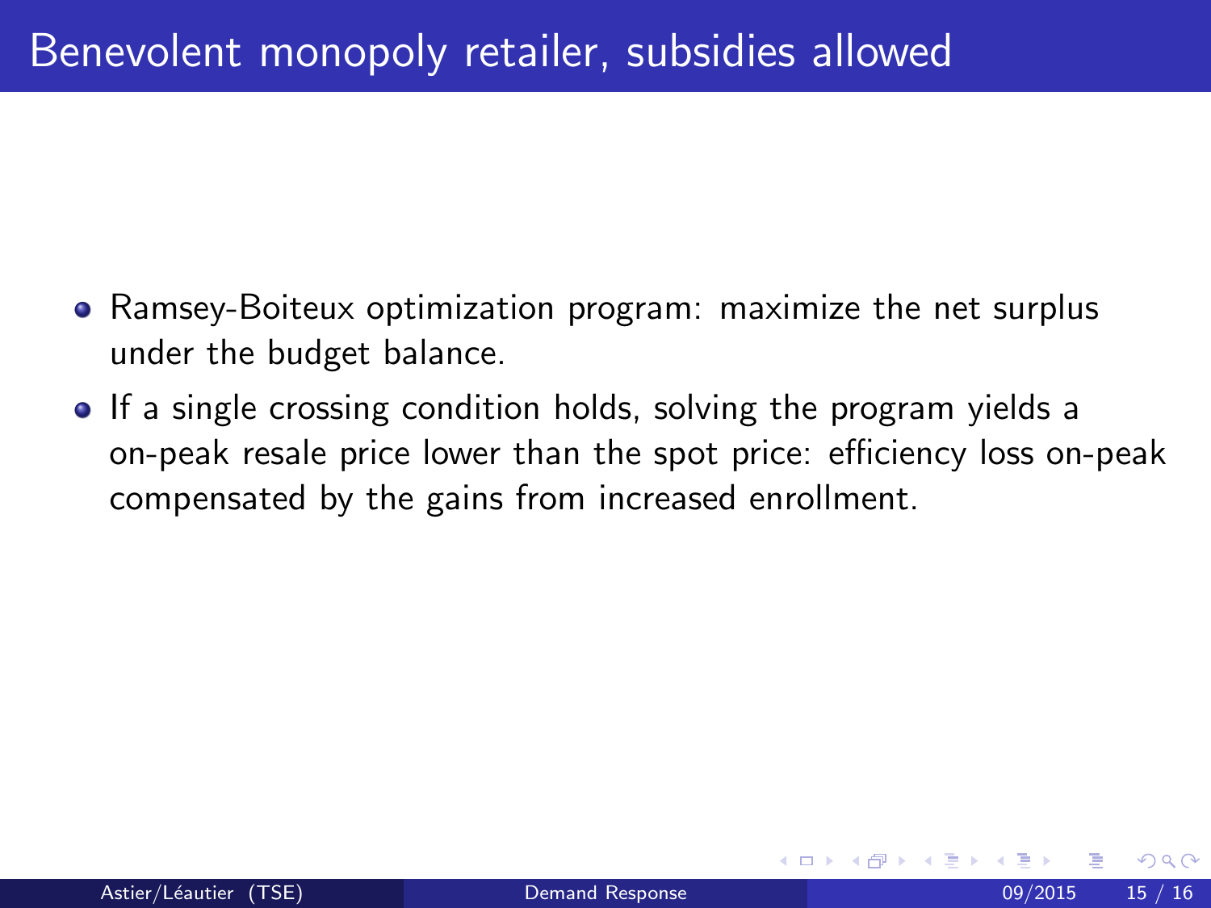# Benevolent monopoly retailer, subsidies allowed

- Ramsey-Boiteux optimization program: maximize the net surplus under the budget balance.
- If a single crossing condition holds, solving the program yields a on-peak resale price lower than the spot price: efficiency loss on-peak compensated by the gains from increased enrollment.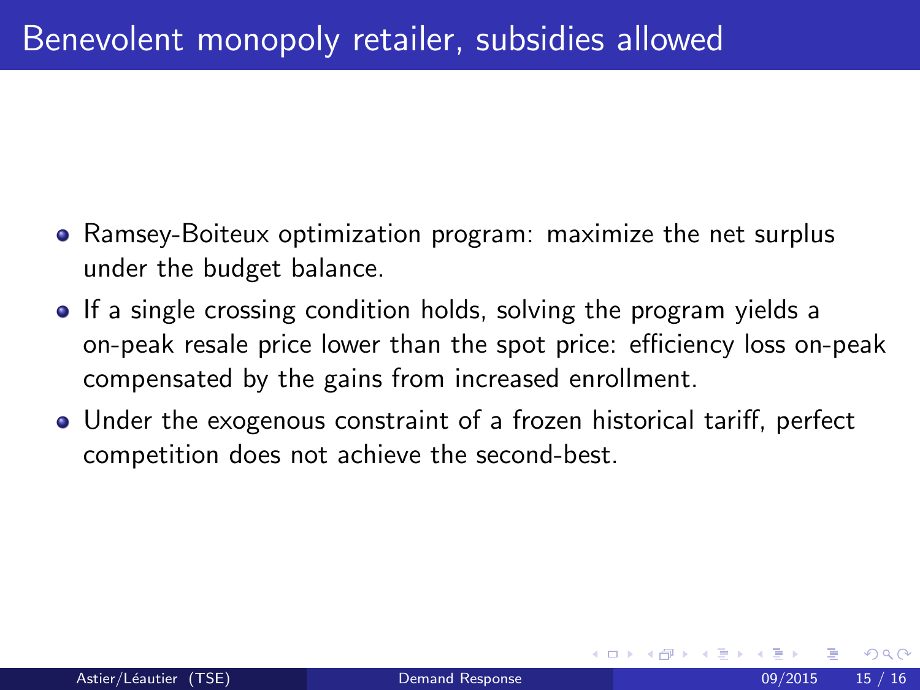# Benevolent monopoly retailer, subsidies allowed

- Ramsey-Boiteux optimization program: maximize the net surplus under the budget balance.
- If a single crossing condition holds, solving the program yields a on-peak resale price lower than the spot price: efficiency loss on-peak compensated by the gains from increased enrollment.
- Under the exogenous constraint of a frozen historical tariff, perfect competition does not achieve the second-best.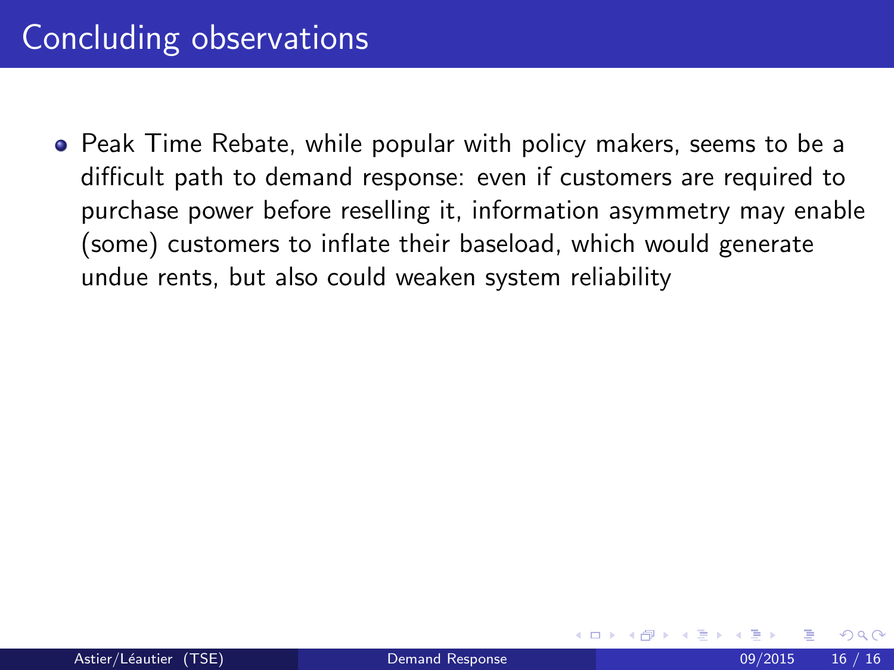# Concluding observations

- Peak Time Rebate, while popular with policy makers, seems to be a difficult path to demand response: even if customers are required to purchase power before reselling it, information asymmetry may enable (some) customers to inflate their baseload, which would generate undue rents, but also could weaken system reliability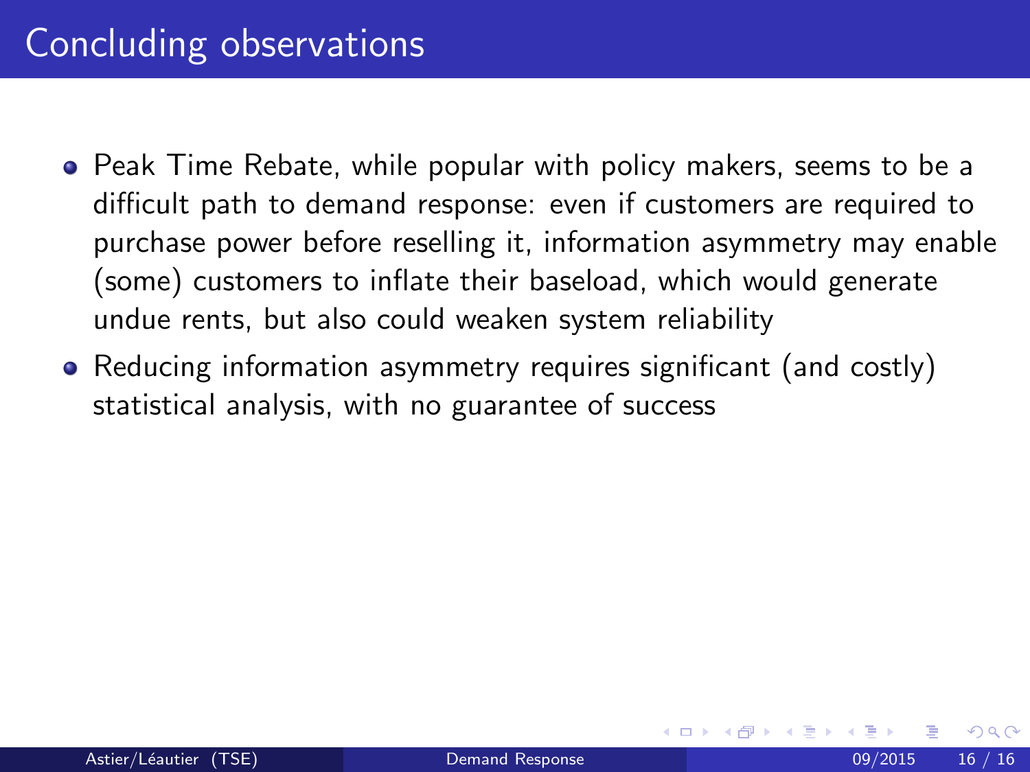# Concluding observations

- Peak Time Rebate, while popular with policy makers, seems to be a difficult path to demand response: even if customers are required to purchase power before reselling it, information asymmetry may enable (some) customers to inflate their baseload, which would generate undue rents, but also could weaken system reliability
- Reducing information asymmetry requires significant (and costly) statistical analysis, with no guarantee of success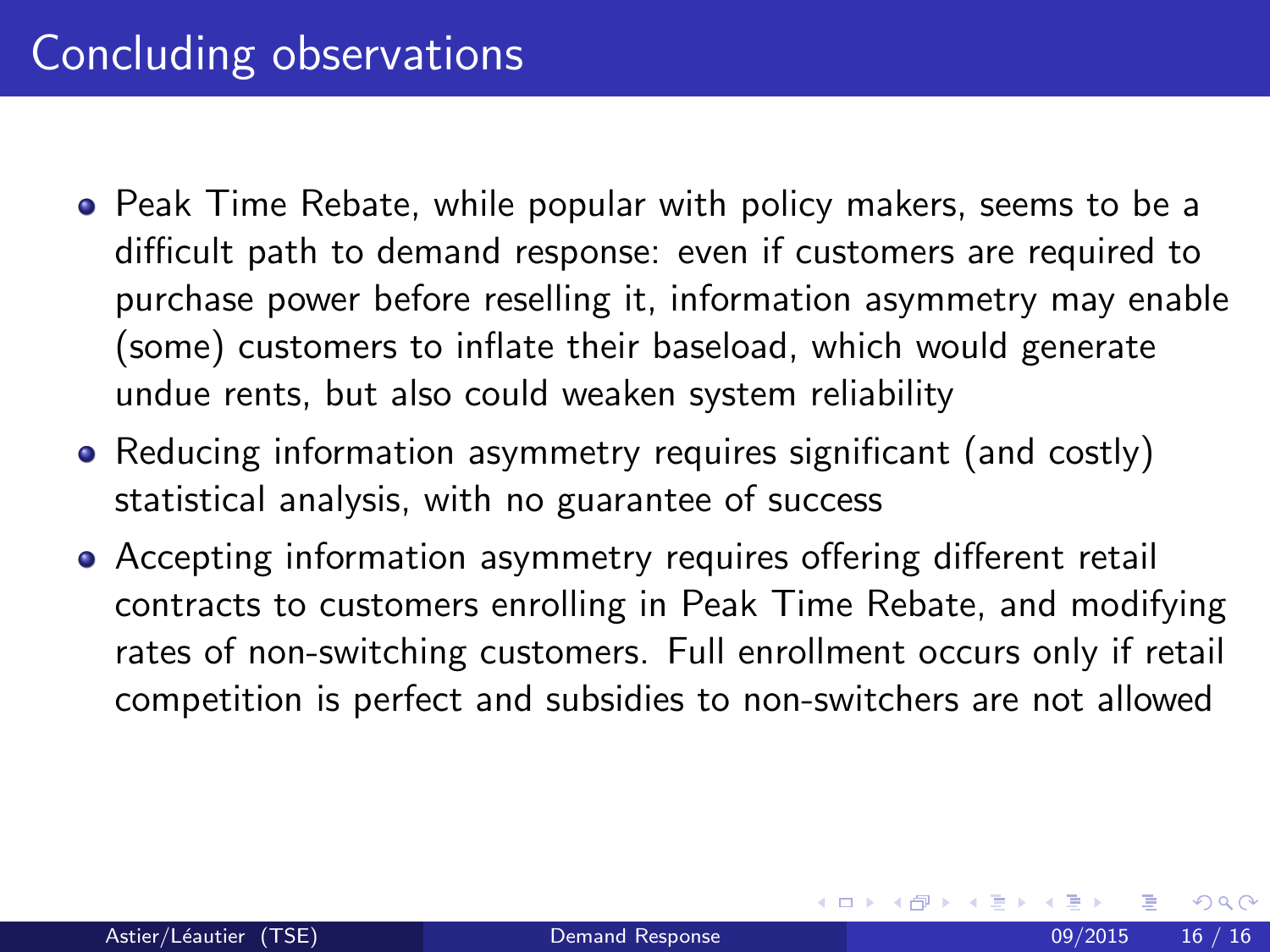# Concluding observations

- Peak Time Rebate, while popular with policy makers, seems to be a difficult path to demand response: even if customers are required to purchase power before reselling it, information asymmetry may enable (some) customers to inflate their baseload, which would generate undue rents, but also could weaken system reliability
- Reducing information asymmetry requires significant (and costly) statistical analysis, with no guarantee of success
- Accepting information asymmetry requires offering different retail contracts to customers enrolling in Peak Time Rebate, and modifying rates of non-switching customers. Full enrollment occurs only if retail competition is perfect and subsidies to non-switchers are not allowed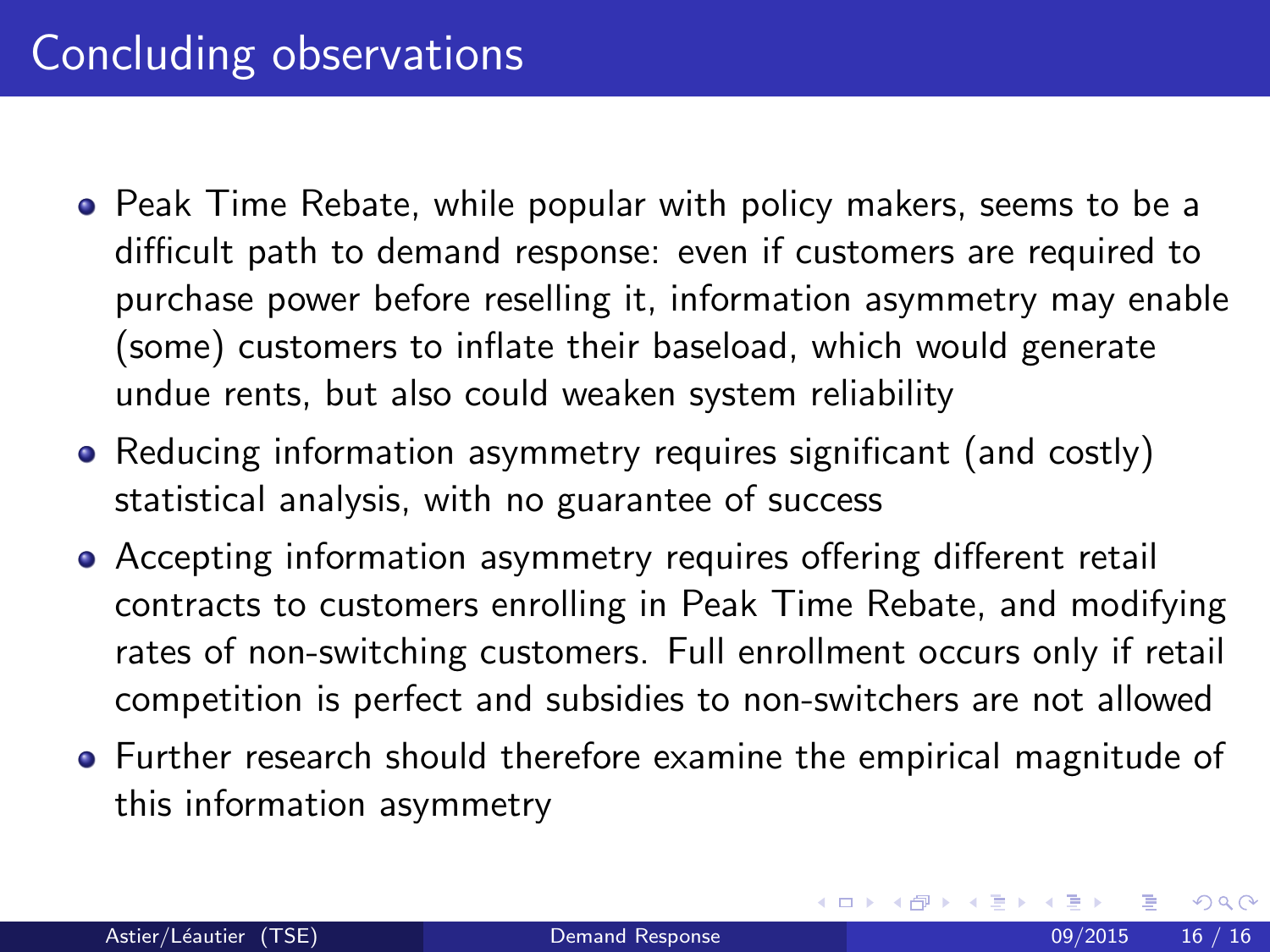# Concluding observations

- Peak Time Rebate, while popular with policy makers, seems to be a difficult path to demand response: even if customers are required to purchase power before reselling it, information asymmetry may enable (some) customers to inflate their baseload, which would generate undue rents, but also could weaken system reliability
- Reducing information asymmetry requires significant (and costly) statistical analysis, with no guarantee of success
- Accepting information asymmetry requires offering different retail contracts to customers enrolling in Peak Time Rebate, and modifying rates of non-switching customers. Full enrollment occurs only if retail competition is perfect and subsidies to non-switchers are not allowed
- Further research should therefore examine the empirical magnitude of this information asymmetry